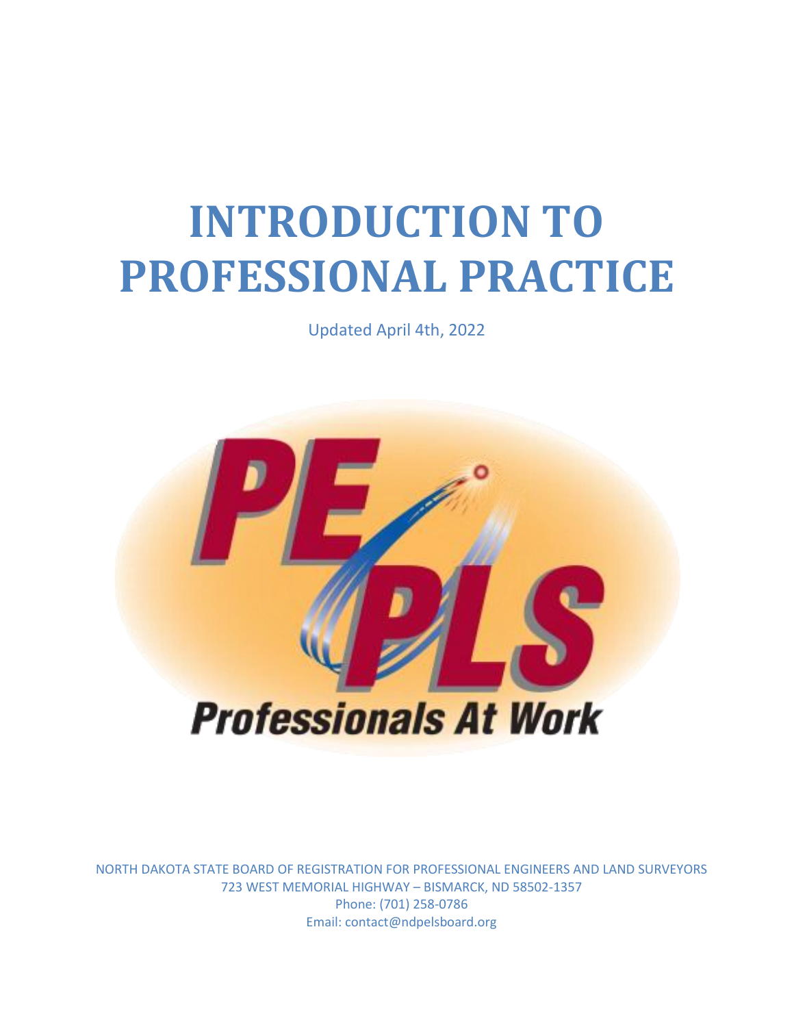# INTRODUCTION TO PROFESSIONAL PRACTICE

Updated April 4th, 2022

PE PLS

Professionals At Work

NORTH DAKOTA STATE BOARD OF REGISTRATION FOR PROFESSIONAL ENGINEERS AND LAND SURVEYORS
723 WEST MEMORIAL HIGHWAY – BISMARCK, ND 58502-1357
Phone: (701) 258-0786
Email: contact@ndpelsboard.org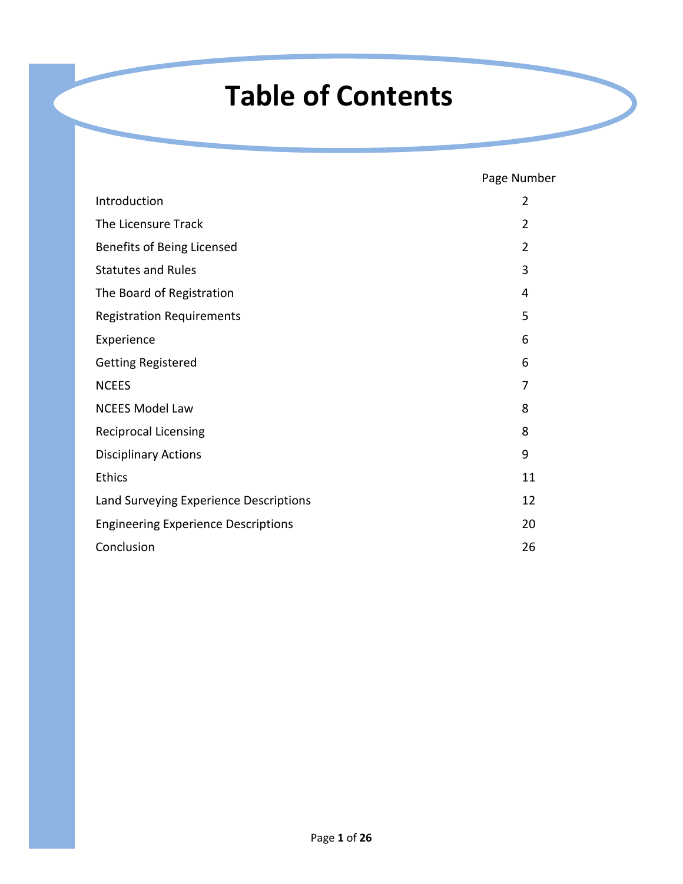# Table of Contents

| | Page Number |
|---|---|
| Introduction | 2 |
| The Licensure Track | 2 |
| Benefits of Being Licensed | 2 |
| Statutes and Rules | 3 |
| The Board of Registration | 4 |
| Registration Requirements | 5 |
| Experience | 6 |
| Getting Registered | 6 |
| NCEES | 7 |
| NCEES Model Law | 8 |
| Reciprocal Licensing | 8 |
| Disciplinary Actions | 9 |
| Ethics | 11 |
| Land Surveying Experience Descriptions | 12 |
| Engineering Experience Descriptions | 20 |
| Conclusion | 26 |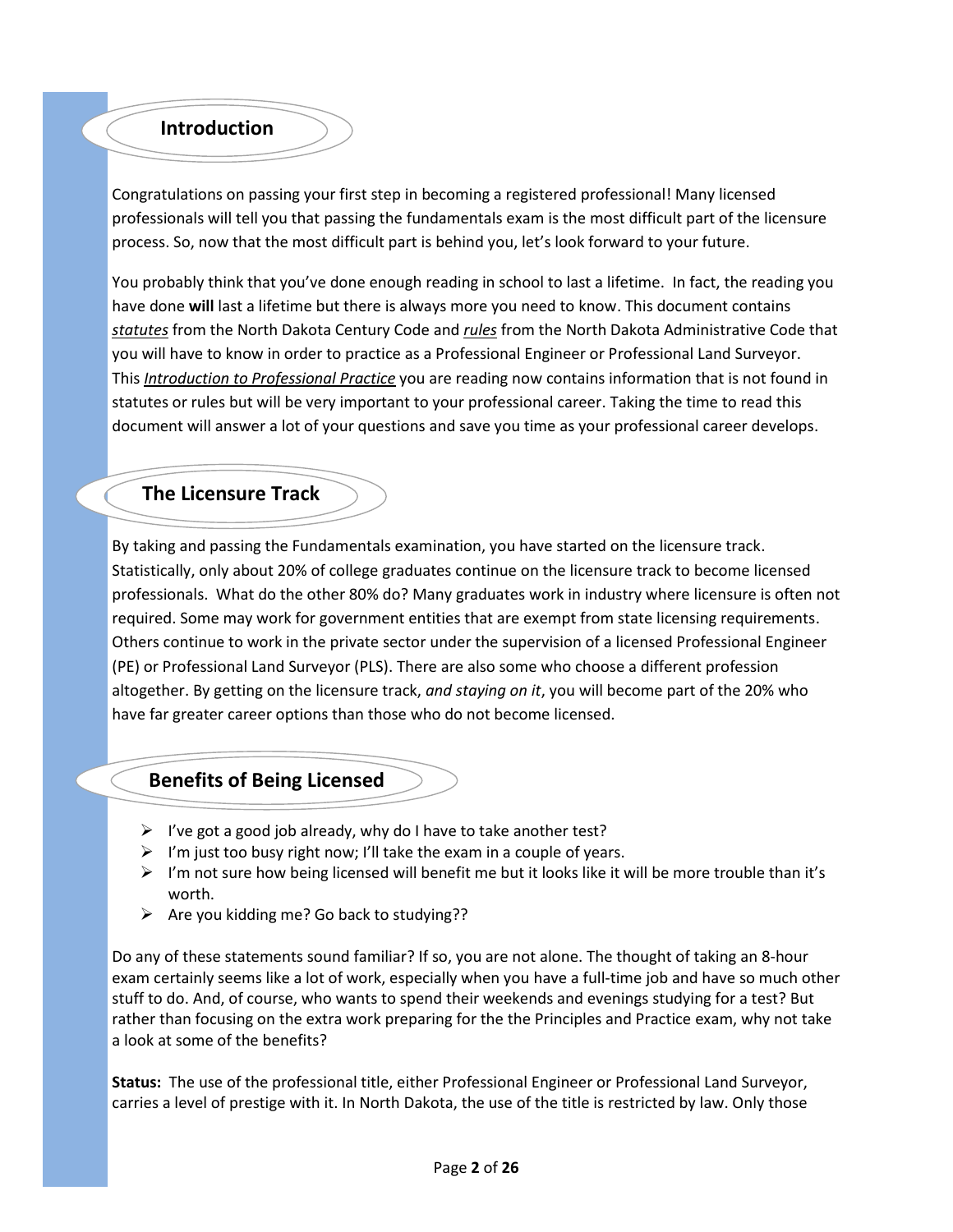## Introduction

Congratulations on passing your first step in becoming a registered professional! Many licensed professionals will tell you that passing the fundamentals exam is the most difficult part of the licensure process. So, now that the most difficult part is behind you, let's look forward to your future.

You probably think that you've done enough reading in school to last a lifetime. In fact, the reading you have done **will** last a lifetime but there is always more you need to know. This document contains <u>*statutes*</u> from the North Dakota Century Code and <u>*rules*</u> from the North Dakota Administrative Code that you will have to know in order to practice as a Professional Engineer or Professional Land Surveyor. This <u>*Introduction to Professional Practice*</u> you are reading now contains information that is not found in statutes or rules but will be very important to your professional career. Taking the time to read this document will answer a lot of your questions and save you time as your professional career develops.

## The Licensure Track

By taking and passing the Fundamentals examination, you have started on the licensure track. Statistically, only about 20% of college graduates continue on the licensure track to become licensed professionals. What do the other 80% do? Many graduates work in industry where licensure is often not required. Some may work for government entities that are exempt from state licensing requirements. Others continue to work in the private sector under the supervision of a licensed Professional Engineer (PE) or Professional Land Surveyor (PLS). There are also some who choose a different profession altogether. By getting on the licensure track, *and staying on it*, you will become part of the 20% who have far greater career options than those who do not become licensed.

## Benefits of Being Licensed

- I've got a good job already, why do I have to take another test?
- I'm just too busy right now; I'll take the exam in a couple of years.
- I'm not sure how being licensed will benefit me but it looks like it will be more trouble than it's worth.
- Are you kidding me? Go back to studying??

Do any of these statements sound familiar? If so, you are not alone. The thought of taking an 8-hour exam certainly seems like a lot of work, especially when you have a full-time job and have so much other stuff to do. And, of course, who wants to spend their weekends and evenings studying for a test? But rather than focusing on the extra work preparing for the the Principles and Practice exam, why not take a look at some of the benefits?

**Status:** The use of the professional title, either Professional Engineer or Professional Land Surveyor, carries a level of prestige with it. In North Dakota, the use of the title is restricted by law. Only those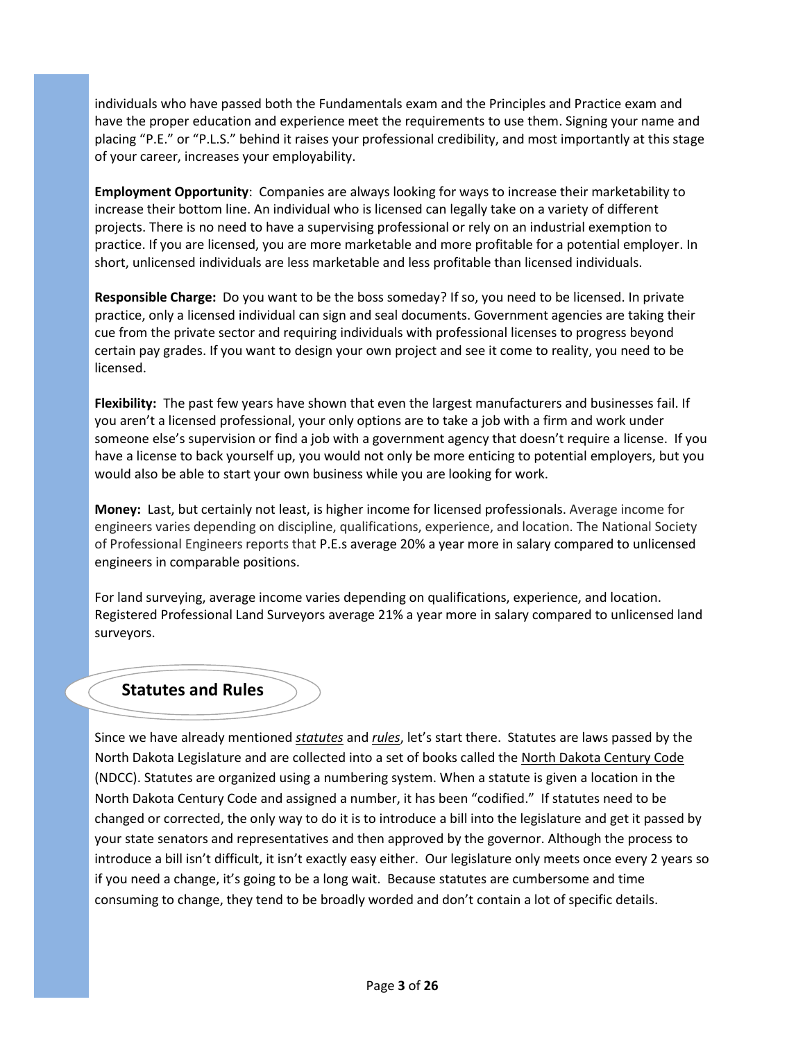individuals who have passed both the Fundamentals exam and the Principles and Practice exam and have the proper education and experience meet the requirements to use them. Signing your name and placing "P.E." or "P.L.S." behind it raises your professional credibility, and most importantly at this stage of your career, increases your employability.

**Employment Opportunity**: Companies are always looking for ways to increase their marketability to increase their bottom line. An individual who is licensed can legally take on a variety of different projects. There is no need to have a supervising professional or rely on an industrial exemption to practice. If you are licensed, you are more marketable and more profitable for a potential employer. In short, unlicensed individuals are less marketable and less profitable than licensed individuals.

**Responsible Charge:** Do you want to be the boss someday? If so, you need to be licensed. In private practice, only a licensed individual can sign and seal documents. Government agencies are taking their cue from the private sector and requiring individuals with professional licenses to progress beyond certain pay grades. If you want to design your own project and see it come to reality, you need to be licensed.

**Flexibility:** The past few years have shown that even the largest manufacturers and businesses fail. If you aren't a licensed professional, your only options are to take a job with a firm and work under someone else's supervision or find a job with a government agency that doesn't require a license. If you have a license to back yourself up, you would not only be more enticing to potential employers, but you would also be able to start your own business while you are looking for work.

**Money:** Last, but certainly not least, is higher income for licensed professionals. Average income for engineers varies depending on discipline, qualifications, experience, and location. The National Society of Professional Engineers reports that P.E.s average 20% a year more in salary compared to unlicensed engineers in comparable positions.

For land surveying, average income varies depending on qualifications, experience, and location. Registered Professional Land Surveyors average 21% a year more in salary compared to unlicensed land surveyors.

## Statutes and Rules

Since we have already mentioned *statutes* and *rules*, let's start there. Statutes are laws passed by the North Dakota Legislature and are collected into a set of books called the North Dakota Century Code (NDCC). Statutes are organized using a numbering system. When a statute is given a location in the North Dakota Century Code and assigned a number, it has been "codified." If statutes need to be changed or corrected, the only way to do it is to introduce a bill into the legislature and get it passed by your state senators and representatives and then approved by the governor. Although the process to introduce a bill isn't difficult, it isn't exactly easy either. Our legislature only meets once every 2 years so if you need a change, it's going to be a long wait. Because statutes are cumbersome and time consuming to change, they tend to be broadly worded and don't contain a lot of specific details.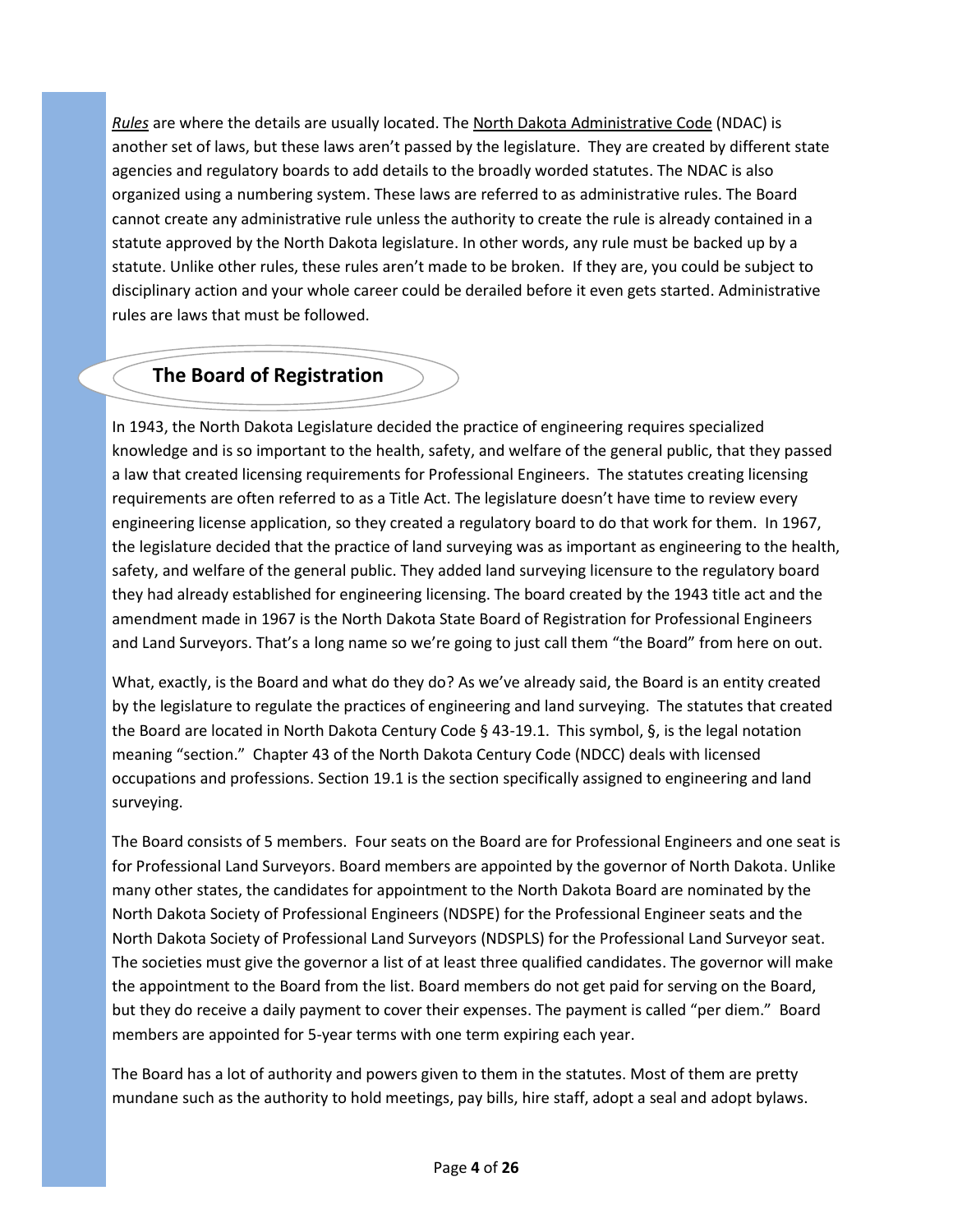*Rules* are where the details are usually located. The North Dakota Administrative Code (NDAC) is another set of laws, but these laws aren't passed by the legislature. They are created by different state agencies and regulatory boards to add details to the broadly worded statutes. The NDAC is also organized using a numbering system. These laws are referred to as administrative rules. The Board cannot create any administrative rule unless the authority to create the rule is already contained in a statute approved by the North Dakota legislature. In other words, any rule must be backed up by a statute. Unlike other rules, these rules aren't made to be broken. If they are, you could be subject to disciplinary action and your whole career could be derailed before it even gets started. Administrative rules are laws that must be followed.

## The Board of Registration

In 1943, the North Dakota Legislature decided the practice of engineering requires specialized knowledge and is so important to the health, safety, and welfare of the general public, that they passed a law that created licensing requirements for Professional Engineers. The statutes creating licensing requirements are often referred to as a Title Act. The legislature doesn't have time to review every engineering license application, so they created a regulatory board to do that work for them. In 1967, the legislature decided that the practice of land surveying was as important as engineering to the health, safety, and welfare of the general public. They added land surveying licensure to the regulatory board they had already established for engineering licensing. The board created by the 1943 title act and the amendment made in 1967 is the North Dakota State Board of Registration for Professional Engineers and Land Surveyors. That's a long name so we're going to just call them "the Board" from here on out.

What, exactly, is the Board and what do they do? As we've already said, the Board is an entity created by the legislature to regulate the practices of engineering and land surveying. The statutes that created the Board are located in North Dakota Century Code § 43-19.1. This symbol, §, is the legal notation meaning "section." Chapter 43 of the North Dakota Century Code (NDCC) deals with licensed occupations and professions. Section 19.1 is the section specifically assigned to engineering and land surveying.

The Board consists of 5 members. Four seats on the Board are for Professional Engineers and one seat is for Professional Land Surveyors. Board members are appointed by the governor of North Dakota. Unlike many other states, the candidates for appointment to the North Dakota Board are nominated by the North Dakota Society of Professional Engineers (NDSPE) for the Professional Engineer seats and the North Dakota Society of Professional Land Surveyors (NDSPLS) for the Professional Land Surveyor seat. The societies must give the governor a list of at least three qualified candidates. The governor will make the appointment to the Board from the list. Board members do not get paid for serving on the Board, but they do receive a daily payment to cover their expenses. The payment is called "per diem." Board members are appointed for 5-year terms with one term expiring each year.

The Board has a lot of authority and powers given to them in the statutes. Most of them are pretty mundane such as the authority to hold meetings, pay bills, hire staff, adopt a seal and adopt bylaws.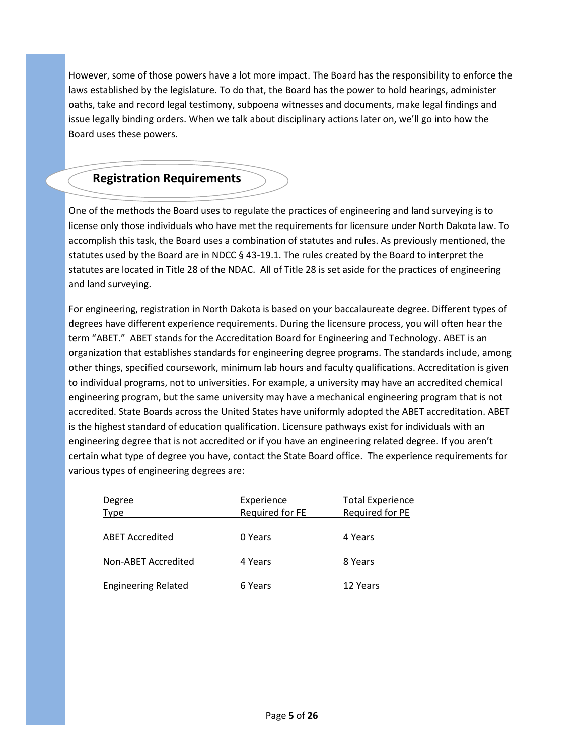However, some of those powers have a lot more impact. The Board has the responsibility to enforce the laws established by the legislature. To do that, the Board has the power to hold hearings, administer oaths, take and record legal testimony, subpoena witnesses and documents, make legal findings and issue legally binding orders. When we talk about disciplinary actions later on, we'll go into how the Board uses these powers.

## Registration Requirements

One of the methods the Board uses to regulate the practices of engineering and land surveying is to license only those individuals who have met the requirements for licensure under North Dakota law. To accomplish this task, the Board uses a combination of statutes and rules. As previously mentioned, the statutes used by the Board are in NDCC § 43-19.1. The rules created by the Board to interpret the statutes are located in Title 28 of the NDAC. All of Title 28 is set aside for the practices of engineering and land surveying.

For engineering, registration in North Dakota is based on your baccalaureate degree. Different types of degrees have different experience requirements. During the licensure process, you will often hear the term "ABET." ABET stands for the Accreditation Board for Engineering and Technology. ABET is an organization that establishes standards for engineering degree programs. The standards include, among other things, specified coursework, minimum lab hours and faculty qualifications. Accreditation is given to individual programs, not to universities. For example, a university may have an accredited chemical engineering program, but the same university may have a mechanical engineering program that is not accredited. State Boards across the United States have uniformly adopted the ABET accreditation. ABET is the highest standard of education qualification. Licensure pathways exist for individuals with an engineering degree that is not accredited or if you have an engineering related degree. If you aren't certain what type of degree you have, contact the State Board office. The experience requirements for various types of engineering degrees are:

| Degree Type | Experience Required for FE | Total Experience Required for PE |
|---|---|---|
| ABET Accredited | 0 Years | 4 Years |
| Non-ABET Accredited | 4 Years | 8 Years |
| Engineering Related | 6 Years | 12 Years |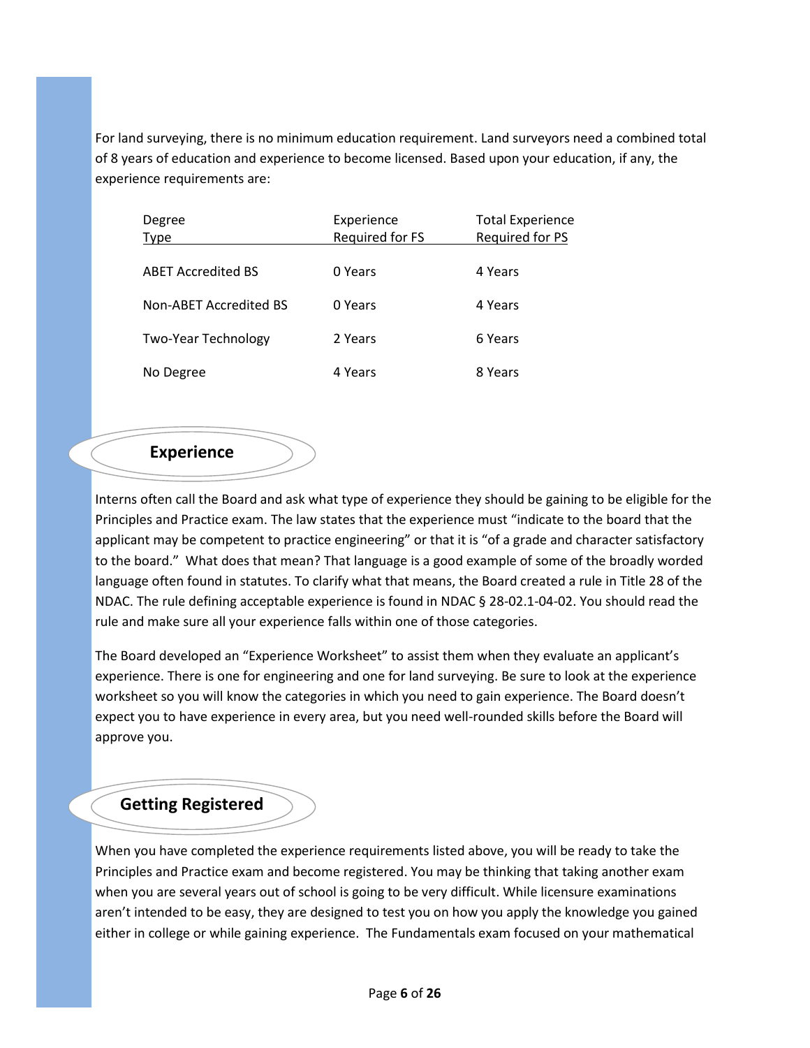For land surveying, there is no minimum education requirement. Land surveyors need a combined total of 8 years of education and experience to become licensed. Based upon your education, if any, the experience requirements are:

| Degree Type | Experience Required for FS | Total Experience Required for PS |
|---|---|---|
| ABET Accredited BS | 0 Years | 4 Years |
| Non-ABET Accredited BS | 0 Years | 4 Years |
| Two-Year Technology | 2 Years | 6 Years |
| No Degree | 4 Years | 8 Years |

## Experience

Interns often call the Board and ask what type of experience they should be gaining to be eligible for the Principles and Practice exam. The law states that the experience must "indicate to the board that the applicant may be competent to practice engineering" or that it is "of a grade and character satisfactory to the board." What does that mean? That language is a good example of some of the broadly worded language often found in statutes. To clarify what that means, the Board created a rule in Title 28 of the NDAC. The rule defining acceptable experience is found in NDAC § 28-02.1-04-02. You should read the rule and make sure all your experience falls within one of those categories.

The Board developed an "Experience Worksheet" to assist them when they evaluate an applicant's experience. There is one for engineering and one for land surveying. Be sure to look at the experience worksheet so you will know the categories in which you need to gain experience. The Board doesn't expect you to have experience in every area, but you need well-rounded skills before the Board will approve you.

## Getting Registered

When you have completed the experience requirements listed above, you will be ready to take the Principles and Practice exam and become registered. You may be thinking that taking another exam when you are several years out of school is going to be very difficult. While licensure examinations aren't intended to be easy, they are designed to test you on how you apply the knowledge you gained either in college or while gaining experience. The Fundamentals exam focused on your mathematical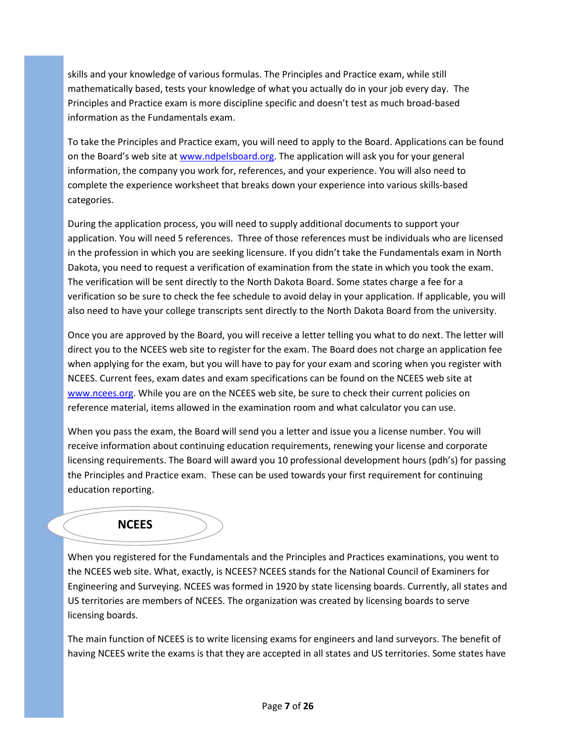skills and your knowledge of various formulas. The Principles and Practice exam, while still mathematically based, tests your knowledge of what you actually do in your job every day. The Principles and Practice exam is more discipline specific and doesn't test as much broad-based information as the Fundamentals exam.

To take the Principles and Practice exam, you will need to apply to the Board. Applications can be found on the Board's web site at [www.ndpelsboard.org](http://www.ndpelsboard.org). The application will ask you for your general information, the company you work for, references, and your experience. You will also need to complete the experience worksheet that breaks down your experience into various skills-based categories.

During the application process, you will need to supply additional documents to support your application. You will need 5 references. Three of those references must be individuals who are licensed in the profession in which you are seeking licensure. If you didn't take the Fundamentals exam in North Dakota, you need to request a verification of examination from the state in which you took the exam. The verification will be sent directly to the North Dakota Board. Some states charge a fee for a verification so be sure to check the fee schedule to avoid delay in your application. If applicable, you will also need to have your college transcripts sent directly to the North Dakota Board from the university.

Once you are approved by the Board, you will receive a letter telling you what to do next. The letter will direct you to the NCEES web site to register for the exam. The Board does not charge an application fee when applying for the exam, but you will have to pay for your exam and scoring when you register with NCEES. Current fees, exam dates and exam specifications can be found on the NCEES web site at [www.ncees.org](http://www.ncees.org). While you are on the NCEES web site, be sure to check their current policies on reference material, items allowed in the examination room and what calculator you can use.

When you pass the exam, the Board will send you a letter and issue you a license number. You will receive information about continuing education requirements, renewing your license and corporate licensing requirements. The Board will award you 10 professional development hours (pdh's) for passing the Principles and Practice exam. These can be used towards your first requirement for continuing education reporting.

## NCEES

When you registered for the Fundamentals and the Principles and Practices examinations, you went to the NCEES web site. What, exactly, is NCEES? NCEES stands for the National Council of Examiners for Engineering and Surveying. NCEES was formed in 1920 by state licensing boards. Currently, all states and US territories are members of NCEES. The organization was created by licensing boards to serve licensing boards.

The main function of NCEES is to write licensing exams for engineers and land surveyors. The benefit of having NCEES write the exams is that they are accepted in all states and US territories. Some states have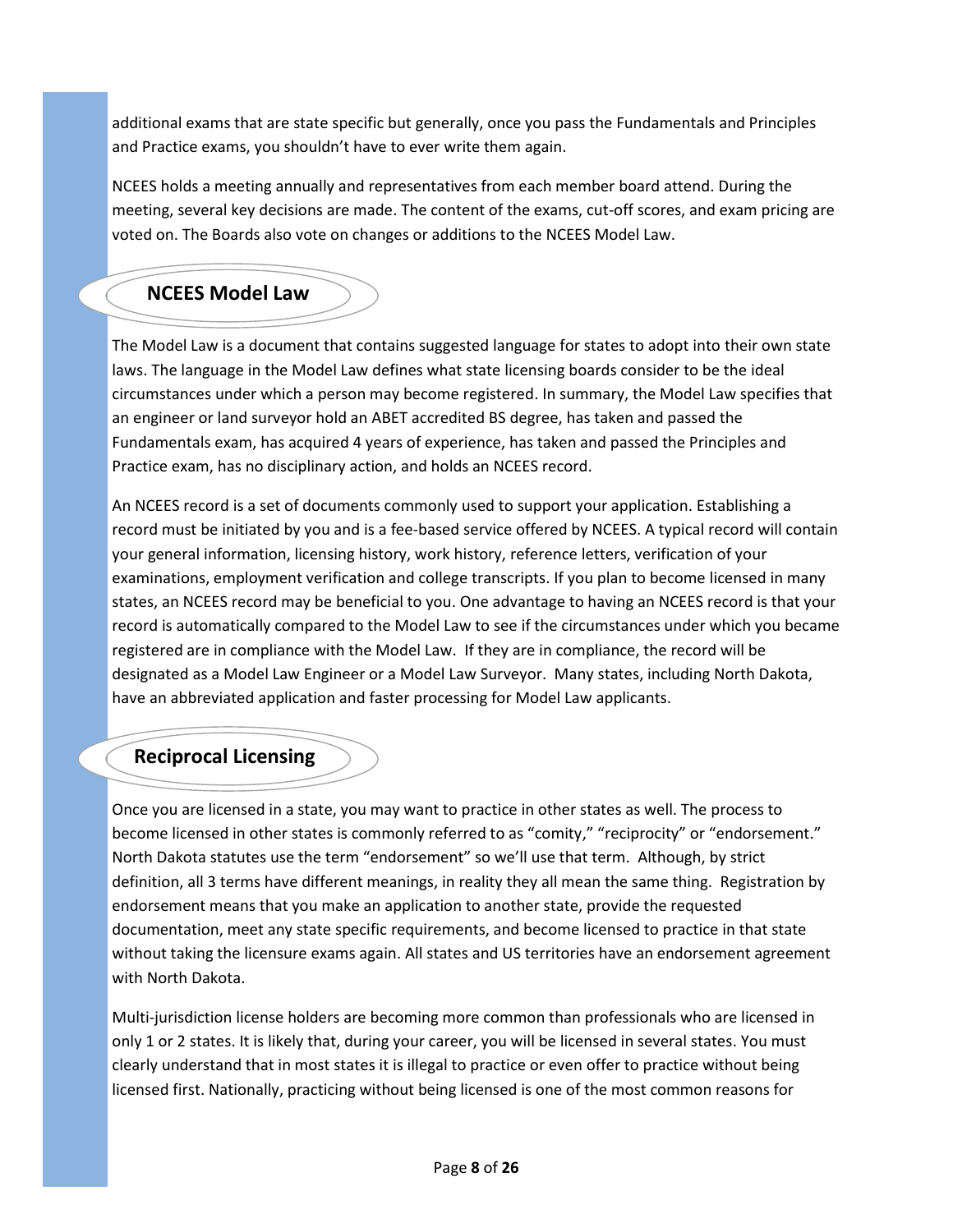additional exams that are state specific but generally, once you pass the Fundamentals and Principles and Practice exams, you shouldn't have to ever write them again.

NCEES holds a meeting annually and representatives from each member board attend. During the meeting, several key decisions are made. The content of the exams, cut-off scores, and exam pricing are voted on. The Boards also vote on changes or additions to the NCEES Model Law.

## NCEES Model Law

The Model Law is a document that contains suggested language for states to adopt into their own state laws. The language in the Model Law defines what state licensing boards consider to be the ideal circumstances under which a person may become registered. In summary, the Model Law specifies that an engineer or land surveyor hold an ABET accredited BS degree, has taken and passed the Fundamentals exam, has acquired 4 years of experience, has taken and passed the Principles and Practice exam, has no disciplinary action, and holds an NCEES record.

An NCEES record is a set of documents commonly used to support your application. Establishing a record must be initiated by you and is a fee-based service offered by NCEES. A typical record will contain your general information, licensing history, work history, reference letters, verification of your examinations, employment verification and college transcripts. If you plan to become licensed in many states, an NCEES record may be beneficial to you. One advantage to having an NCEES record is that your record is automatically compared to the Model Law to see if the circumstances under which you became registered are in compliance with the Model Law. If they are in compliance, the record will be designated as a Model Law Engineer or a Model Law Surveyor. Many states, including North Dakota, have an abbreviated application and faster processing for Model Law applicants.

## Reciprocal Licensing

Once you are licensed in a state, you may want to practice in other states as well. The process to become licensed in other states is commonly referred to as "comity," "reciprocity" or "endorsement." North Dakota statutes use the term "endorsement" so we'll use that term. Although, by strict definition, all 3 terms have different meanings, in reality they all mean the same thing. Registration by endorsement means that you make an application to another state, provide the requested documentation, meet any state specific requirements, and become licensed to practice in that state without taking the licensure exams again. All states and US territories have an endorsement agreement with North Dakota.

Multi-jurisdiction license holders are becoming more common than professionals who are licensed in only 1 or 2 states. It is likely that, during your career, you will be licensed in several states. You must clearly understand that in most states it is illegal to practice or even offer to practice without being licensed first. Nationally, practicing without being licensed is one of the most common reasons for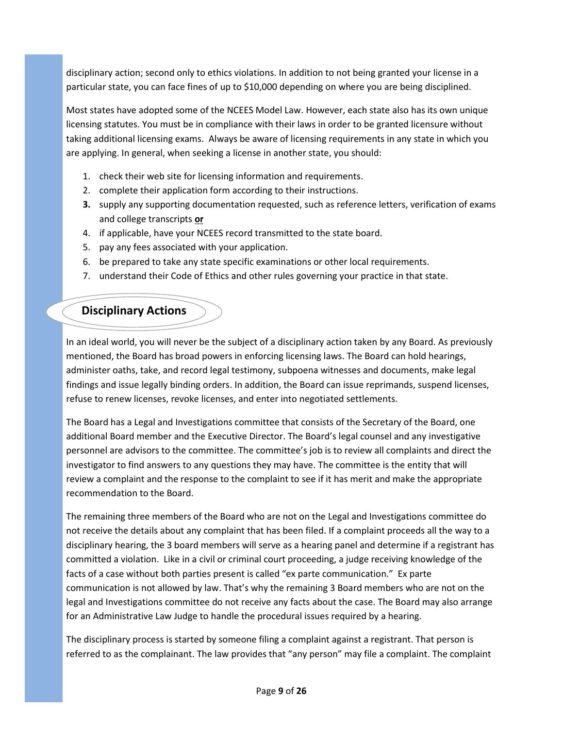disciplinary action; second only to ethics violations. In addition to not being granted your license in a particular state, you can face fines of up to $10,000 depending on where you are being disciplined.

Most states have adopted some of the NCEES Model Law. However, each state also has its own unique licensing statutes. You must be in compliance with their laws in order to be granted licensure without taking additional licensing exams. Always be aware of licensing requirements in any state in which you are applying. In general, when seeking a license in another state, you should:

1. check their web site for licensing information and requirements.
2. complete their application form according to their instructions.
3. supply any supporting documentation requested, such as reference letters, verification of exams and college transcripts **or**
4. if applicable, have your NCEES record transmitted to the state board.
5. pay any fees associated with your application.
6. be prepared to take any state specific examinations or other local requirements.
7. understand their Code of Ethics and other rules governing your practice in that state.

## Disciplinary Actions

In an ideal world, you will never be the subject of a disciplinary action taken by any Board. As previously mentioned, the Board has broad powers in enforcing licensing laws. The Board can hold hearings, administer oaths, take, and record legal testimony, subpoena witnesses and documents, make legal findings and issue legally binding orders. In addition, the Board can issue reprimands, suspend licenses, refuse to renew licenses, revoke licenses, and enter into negotiated settlements.

The Board has a Legal and Investigations committee that consists of the Secretary of the Board, one additional Board member and the Executive Director. The Board's legal counsel and any investigative personnel are advisors to the committee. The committee's job is to review all complaints and direct the investigator to find answers to any questions they may have. The committee is the entity that will review a complaint and the response to the complaint to see if it has merit and make the appropriate recommendation to the Board.

The remaining three members of the Board who are not on the Legal and Investigations committee do not receive the details about any complaint that has been filed. If a complaint proceeds all the way to a disciplinary hearing, the 3 board members will serve as a hearing panel and determine if a registrant has committed a violation. Like in a civil or criminal court proceeding, a judge receiving knowledge of the facts of a case without both parties present is called "ex parte communication." Ex parte communication is not allowed by law. That's why the remaining 3 Board members who are not on the legal and Investigations committee do not receive any facts about the case. The Board may also arrange for an Administrative Law Judge to handle the procedural issues required by a hearing.

The disciplinary process is started by someone filing a complaint against a registrant. That person is referred to as the complainant. The law provides that "any person" may file a complaint. The complaint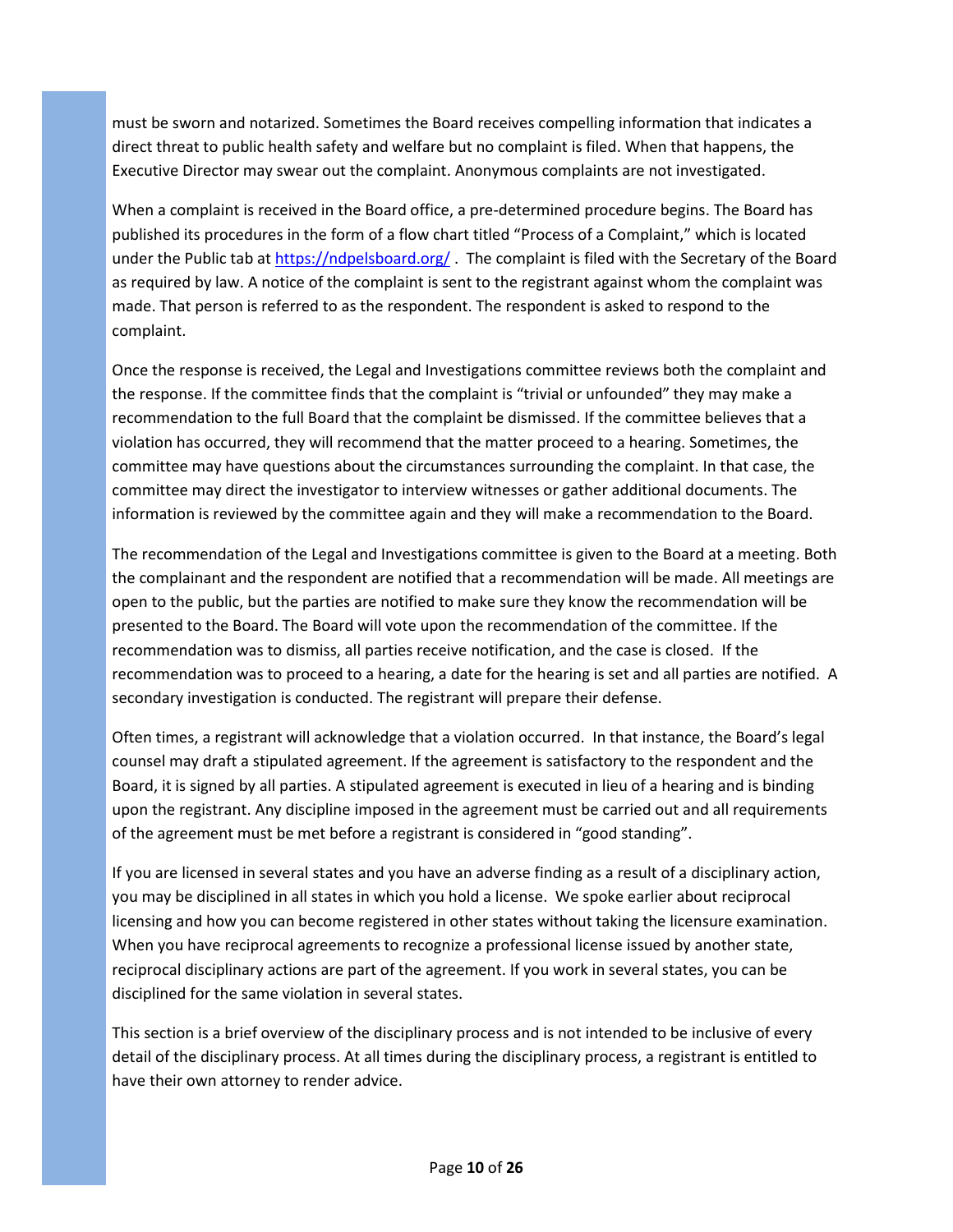must be sworn and notarized. Sometimes the Board receives compelling information that indicates a direct threat to public health safety and welfare but no complaint is filed. When that happens, the Executive Director may swear out the complaint. Anonymous complaints are not investigated.

When a complaint is received in the Board office, a pre-determined procedure begins. The Board has published its procedures in the form of a flow chart titled "Process of a Complaint," which is located under the Public tab at https://ndpelsboard.org/ . The complaint is filed with the Secretary of the Board as required by law. A notice of the complaint is sent to the registrant against whom the complaint was made. That person is referred to as the respondent. The respondent is asked to respond to the complaint.

Once the response is received, the Legal and Investigations committee reviews both the complaint and the response. If the committee finds that the complaint is "trivial or unfounded" they may make a recommendation to the full Board that the complaint be dismissed. If the committee believes that a violation has occurred, they will recommend that the matter proceed to a hearing. Sometimes, the committee may have questions about the circumstances surrounding the complaint. In that case, the committee may direct the investigator to interview witnesses or gather additional documents. The information is reviewed by the committee again and they will make a recommendation to the Board.

The recommendation of the Legal and Investigations committee is given to the Board at a meeting. Both the complainant and the respondent are notified that a recommendation will be made. All meetings are open to the public, but the parties are notified to make sure they know the recommendation will be presented to the Board. The Board will vote upon the recommendation of the committee. If the recommendation was to dismiss, all parties receive notification, and the case is closed. If the recommendation was to proceed to a hearing, a date for the hearing is set and all parties are notified. A secondary investigation is conducted. The registrant will prepare their defense.

Often times, a registrant will acknowledge that a violation occurred. In that instance, the Board's legal counsel may draft a stipulated agreement. If the agreement is satisfactory to the respondent and the Board, it is signed by all parties. A stipulated agreement is executed in lieu of a hearing and is binding upon the registrant. Any discipline imposed in the agreement must be carried out and all requirements of the agreement must be met before a registrant is considered in "good standing".

If you are licensed in several states and you have an adverse finding as a result of a disciplinary action, you may be disciplined in all states in which you hold a license. We spoke earlier about reciprocal licensing and how you can become registered in other states without taking the licensure examination. When you have reciprocal agreements to recognize a professional license issued by another state, reciprocal disciplinary actions are part of the agreement. If you work in several states, you can be disciplined for the same violation in several states.

This section is a brief overview of the disciplinary process and is not intended to be inclusive of every detail of the disciplinary process. At all times during the disciplinary process, a registrant is entitled to have their own attorney to render advice.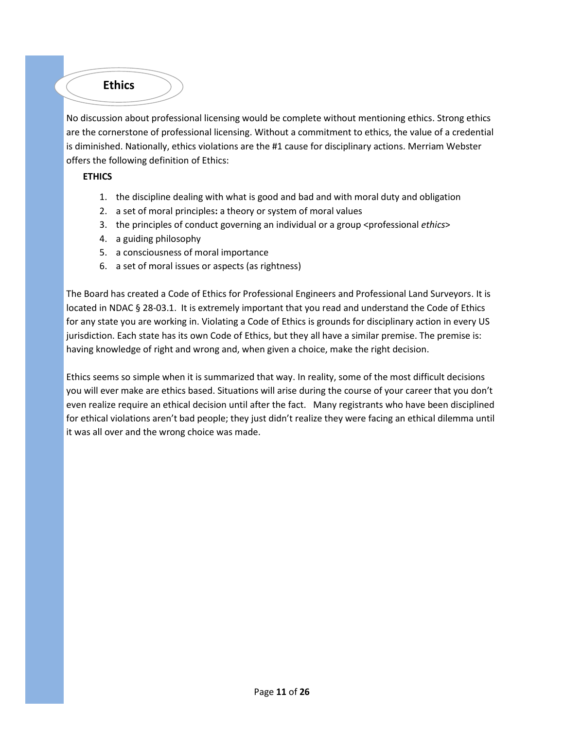## Ethics

No discussion about professional licensing would be complete without mentioning ethics. Strong ethics are the cornerstone of professional licensing. Without a commitment to ethics, the value of a credential is diminished. Nationally, ethics violations are the #1 cause for disciplinary actions. Merriam Webster offers the following definition of Ethics:

**ETHICS**

1. the discipline dealing with what is good and bad and with moral duty and obligation
2. a set of moral principles**:** a theory or system of moral values
3. the principles of conduct governing an individual or a group <professional *ethics*>
4. a guiding philosophy
5. a consciousness of moral importance
6. a set of moral issues or aspects (as rightness)

The Board has created a Code of Ethics for Professional Engineers and Professional Land Surveyors. It is located in NDAC § 28-03.1. It is extremely important that you read and understand the Code of Ethics for any state you are working in. Violating a Code of Ethics is grounds for disciplinary action in every US jurisdiction. Each state has its own Code of Ethics, but they all have a similar premise. The premise is: having knowledge of right and wrong and, when given a choice, make the right decision.

Ethics seems so simple when it is summarized that way. In reality, some of the most difficult decisions you will ever make are ethics based. Situations will arise during the course of your career that you don't even realize require an ethical decision until after the fact. Many registrants who have been disciplined for ethical violations aren't bad people; they just didn't realize they were facing an ethical dilemma until it was all over and the wrong choice was made.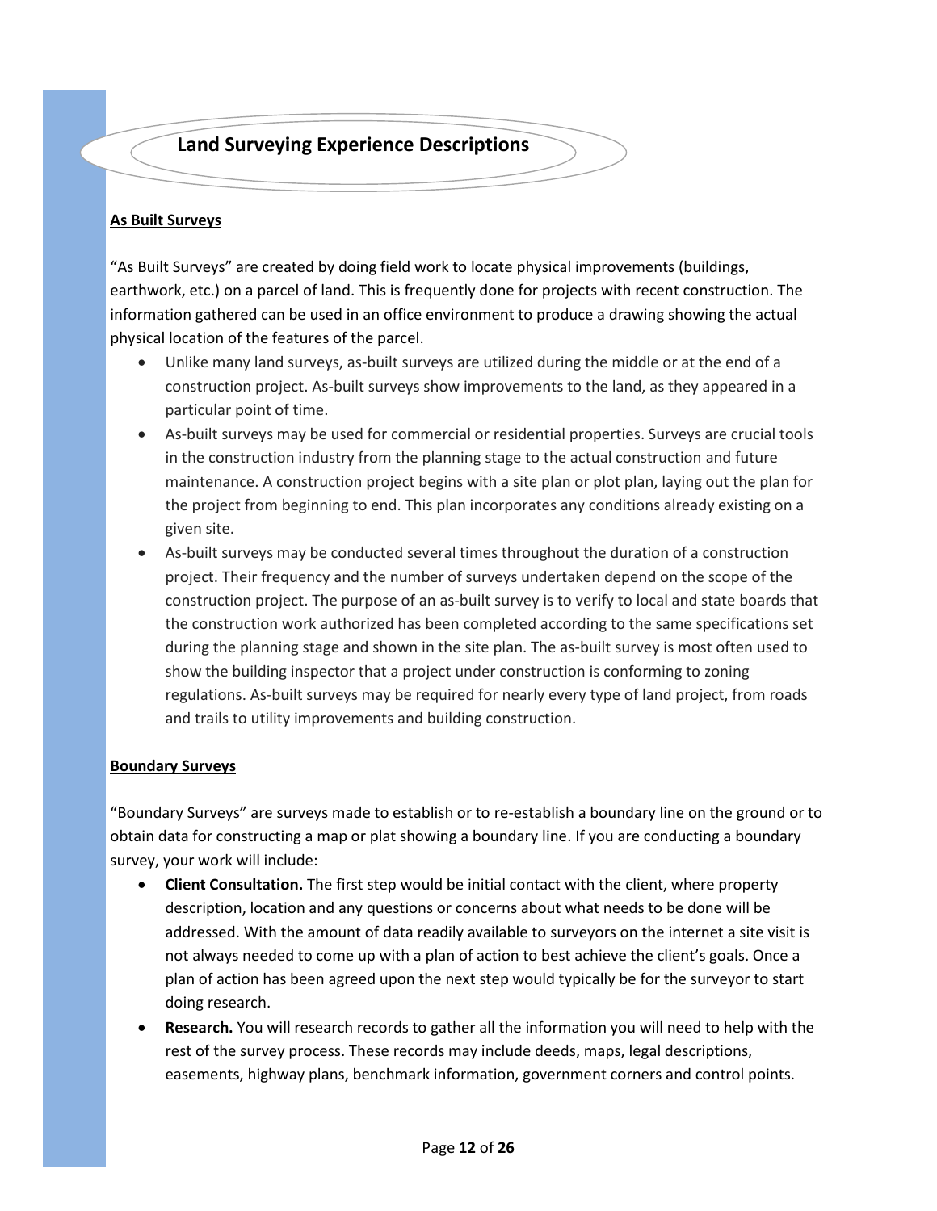# Land Surveying Experience Descriptions

**As Built Surveys**

"As Built Surveys" are created by doing field work to locate physical improvements (buildings, earthwork, etc.) on a parcel of land. This is frequently done for projects with recent construction. The information gathered can be used in an office environment to produce a drawing showing the actual physical location of the features of the parcel.

- Unlike many land surveys, as-built surveys are utilized during the middle or at the end of a construction project. As-built surveys show improvements to the land, as they appeared in a particular point of time.
- As-built surveys may be used for commercial or residential properties. Surveys are crucial tools in the construction industry from the planning stage to the actual construction and future maintenance. A construction project begins with a site plan or plot plan, laying out the plan for the project from beginning to end. This plan incorporates any conditions already existing on a given site.
- As-built surveys may be conducted several times throughout the duration of a construction project. Their frequency and the number of surveys undertaken depend on the scope of the construction project. The purpose of an as-built survey is to verify to local and state boards that the construction work authorized has been completed according to the same specifications set during the planning stage and shown in the site plan. The as-built survey is most often used to show the building inspector that a project under construction is conforming to zoning regulations. As-built surveys may be required for nearly every type of land project, from roads and trails to utility improvements and building construction.

**Boundary Surveys**

"Boundary Surveys" are surveys made to establish or to re-establish a boundary line on the ground or to obtain data for constructing a map or plat showing a boundary line. If you are conducting a boundary survey, your work will include:

- **Client Consultation.** The first step would be initial contact with the client, where property description, location and any questions or concerns about what needs to be done will be addressed. With the amount of data readily available to surveyors on the internet a site visit is not always needed to come up with a plan of action to best achieve the client's goals. Once a plan of action has been agreed upon the next step would typically be for the surveyor to start doing research.
- **Research.** You will research records to gather all the information you will need to help with the rest of the survey process. These records may include deeds, maps, legal descriptions, easements, highway plans, benchmark information, government corners and control points.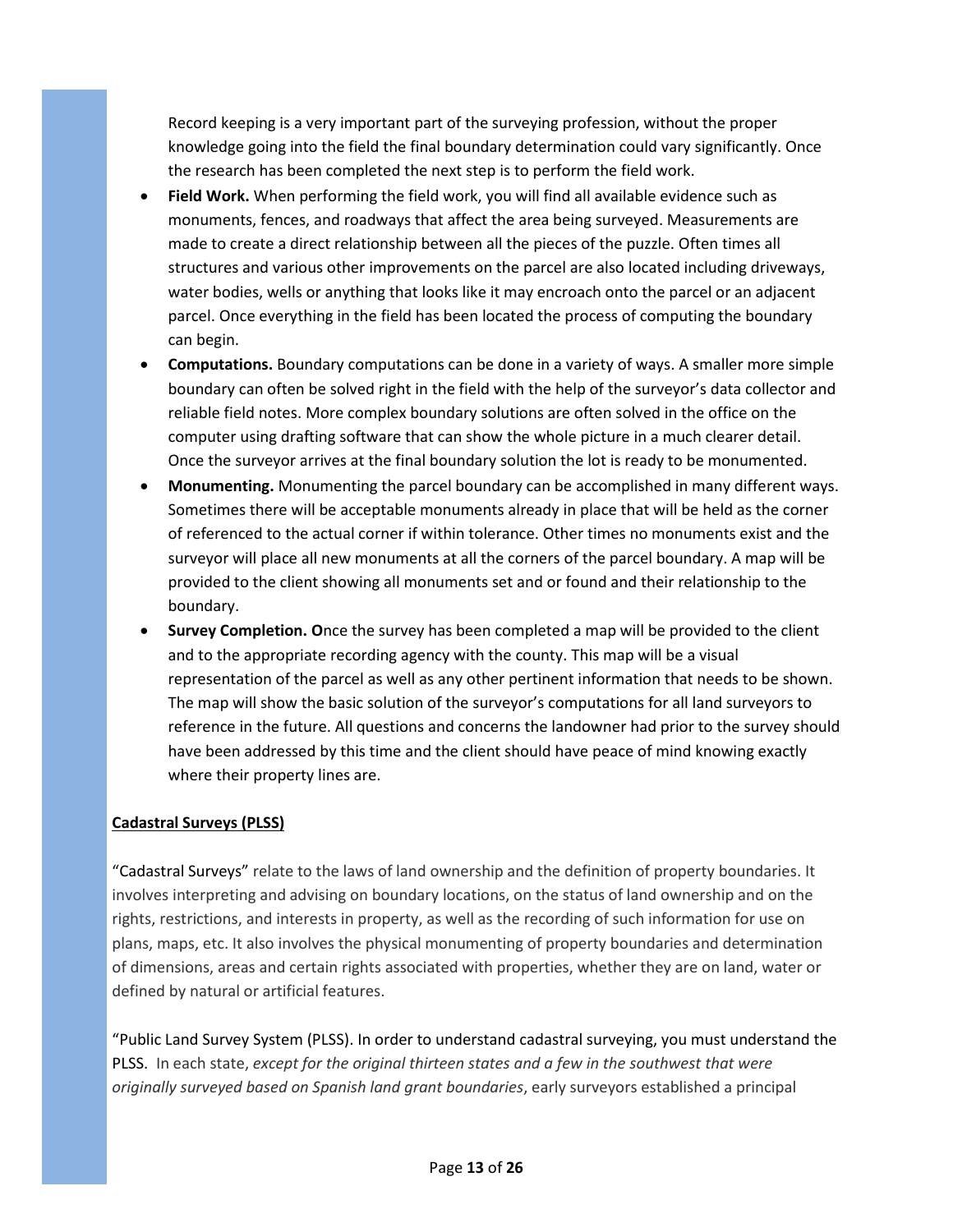Record keeping is a very important part of the surveying profession, without the proper knowledge going into the field the final boundary determination could vary significantly. Once the research has been completed the next step is to perform the field work.

- **Field Work.** When performing the field work, you will find all available evidence such as monuments, fences, and roadways that affect the area being surveyed. Measurements are made to create a direct relationship between all the pieces of the puzzle. Often times all structures and various other improvements on the parcel are also located including driveways, water bodies, wells or anything that looks like it may encroach onto the parcel or an adjacent parcel. Once everything in the field has been located the process of computing the boundary can begin.
- **Computations.** Boundary computations can be done in a variety of ways. A smaller more simple boundary can often be solved right in the field with the help of the surveyor's data collector and reliable field notes. More complex boundary solutions are often solved in the office on the computer using drafting software that can show the whole picture in a much clearer detail. Once the surveyor arrives at the final boundary solution the lot is ready to be monumented.
- **Monumenting.** Monumenting the parcel boundary can be accomplished in many different ways. Sometimes there will be acceptable monuments already in place that will be held as the corner of referenced to the actual corner if within tolerance. Other times no monuments exist and the surveyor will place all new monuments at all the corners of the parcel boundary. A map will be provided to the client showing all monuments set and or found and their relationship to the boundary.
- **Survey Completion. O**nce the survey has been completed a map will be provided to the client and to the appropriate recording agency with the county. This map will be a visual representation of the parcel as well as any other pertinent information that needs to be shown. The map will show the basic solution of the surveyor's computations for all land surveyors to reference in the future. All questions and concerns the landowner had prior to the survey should have been addressed by this time and the client should have peace of mind knowing exactly where their property lines are.

## Cadastral Surveys (PLSS)

"Cadastral Surveys" relate to the laws of land ownership and the definition of property boundaries. It involves interpreting and advising on boundary locations, on the status of land ownership and on the rights, restrictions, and interests in property, as well as the recording of such information for use on plans, maps, etc. It also involves the physical monumenting of property boundaries and determination of dimensions, areas and certain rights associated with properties, whether they are on land, water or defined by natural or artificial features.

"Public Land Survey System (PLSS). In order to understand cadastral surveying, you must understand the PLSS. In each state, *except for the original thirteen states and a few in the southwest that were originally surveyed based on Spanish land grant boundaries*, early surveyors established a principal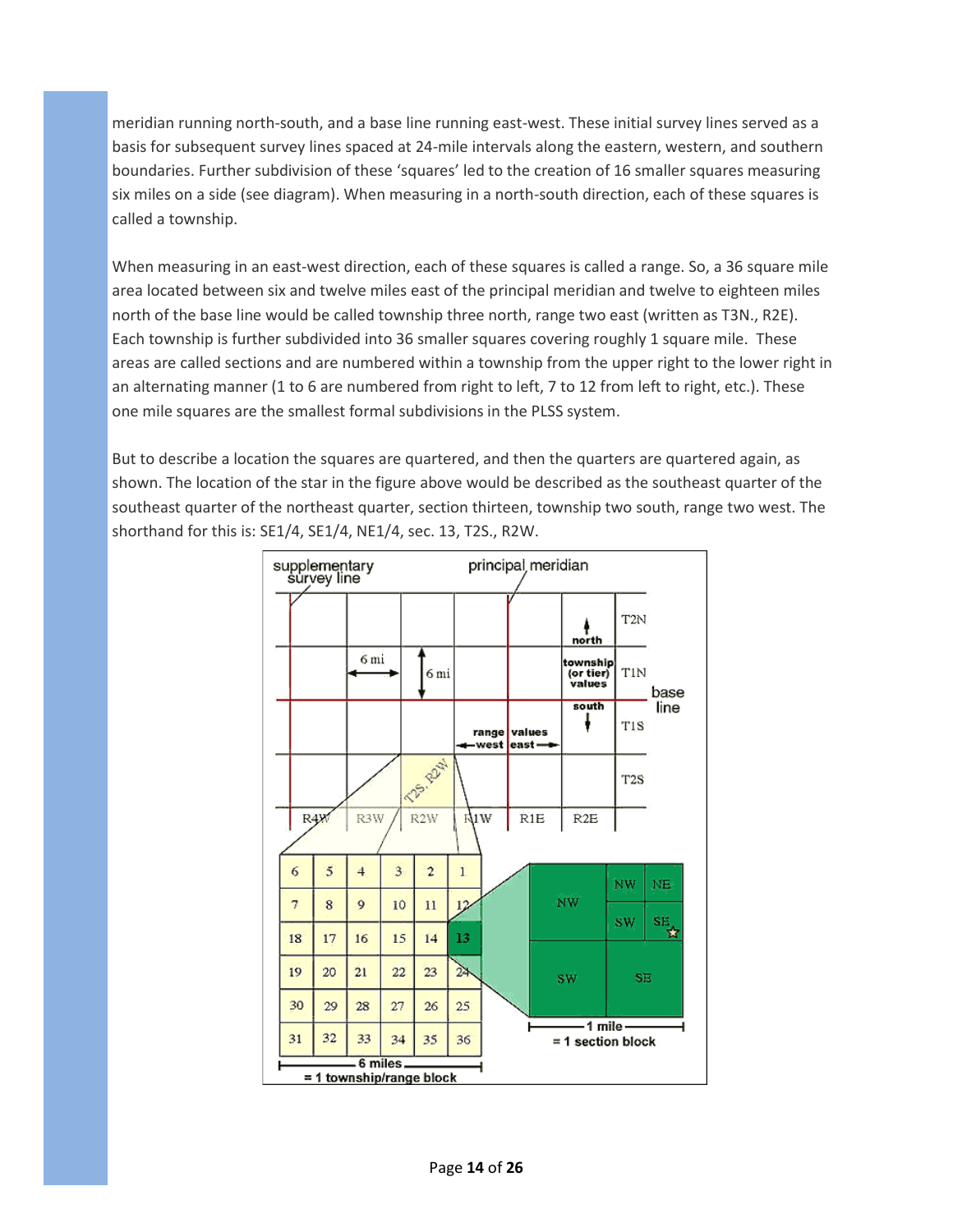meridian running north-south, and a base line running east-west. These initial survey lines served as a basis for subsequent survey lines spaced at 24-mile intervals along the eastern, western, and southern boundaries. Further subdivision of these 'squares' led to the creation of 16 smaller squares measuring six miles on a side (see diagram). When measuring in a north-south direction, each of these squares is called a township.

When measuring in an east-west direction, each of these squares is called a range. So, a 36 square mile area located between six and twelve miles east of the principal meridian and twelve to eighteen miles north of the base line would be called township three north, range two east (written as T3N., R2E). Each township is further subdivided into 36 smaller squares covering roughly 1 square mile. These areas are called sections and are numbered within a township from the upper right to the lower right in an alternating manner (1 to 6 are numbered from right to left, 7 to 12 from left to right, etc.). These one mile squares are the smallest formal subdivisions in the PLSS system.

But to describe a location the squares are quartered, and then the quarters are quartered again, as shown. The location of the star in the figure above would be described as the southeast quarter of the southeast quarter of the northeast quarter, section thirteen, township two south, range two west. The shorthand for this is: SE1/4, SE1/4, NE1/4, sec. 13, T2S., R2W.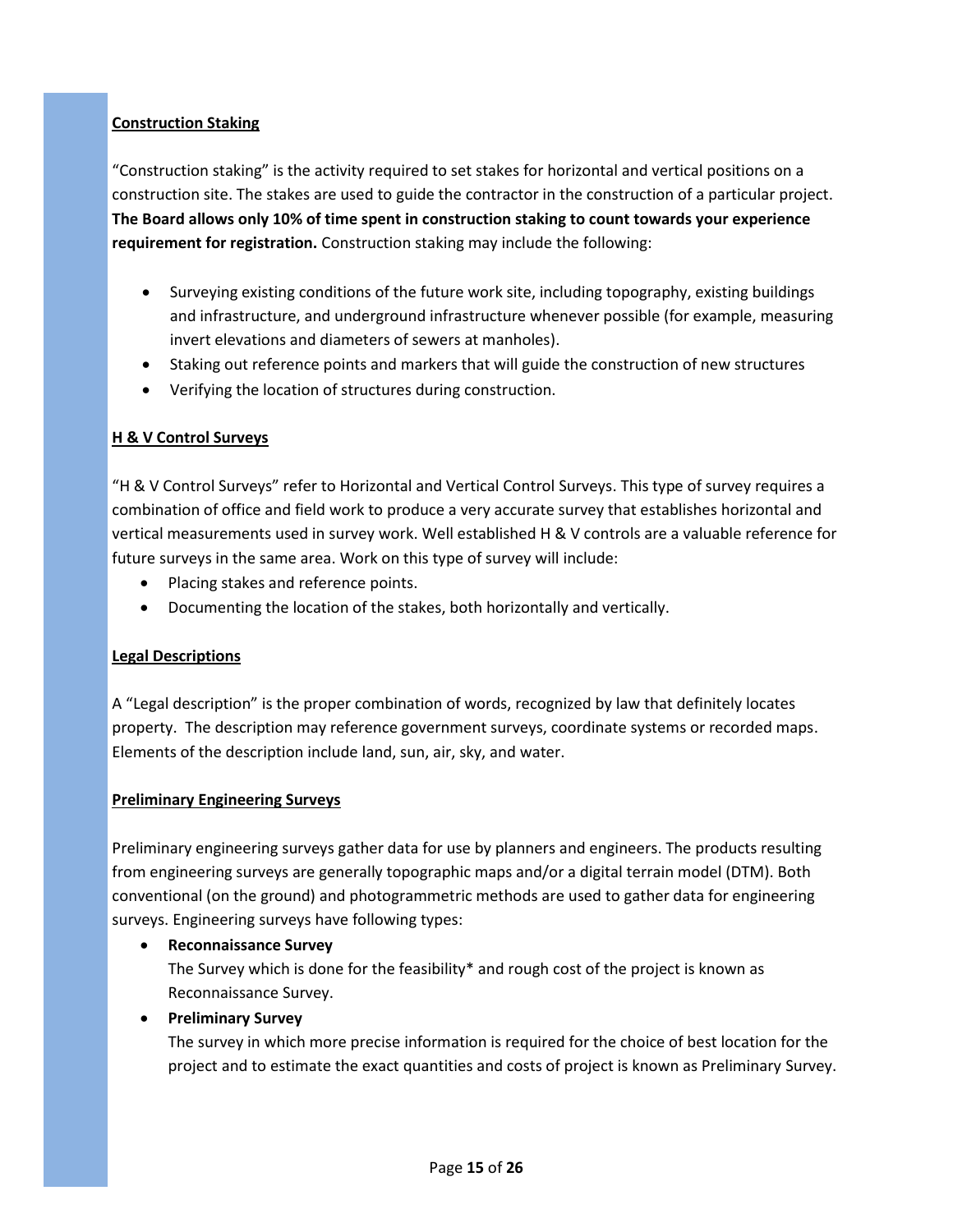**Construction Staking**

"Construction staking" is the activity required to set stakes for horizontal and vertical positions on a construction site. The stakes are used to guide the contractor in the construction of a particular project. **The Board allows only 10% of time spent in construction staking to count towards your experience requirement for registration.** Construction staking may include the following:

- Surveying existing conditions of the future work site, including topography, existing buildings and infrastructure, and underground infrastructure whenever possible (for example, measuring invert elevations and diameters of sewers at manholes).
- Staking out reference points and markers that will guide the construction of new structures
- Verifying the location of structures during construction.

**H & V Control Surveys**

"H & V Control Surveys" refer to Horizontal and Vertical Control Surveys. This type of survey requires a combination of office and field work to produce a very accurate survey that establishes horizontal and vertical measurements used in survey work. Well established H & V controls are a valuable reference for future surveys in the same area. Work on this type of survey will include:

- Placing stakes and reference points.
- Documenting the location of the stakes, both horizontally and vertically.

**Legal Descriptions**

A "Legal description" is the proper combination of words, recognized by law that definitely locates property. The description may reference government surveys, coordinate systems or recorded maps. Elements of the description include land, sun, air, sky, and water.

**Preliminary Engineering Surveys**

Preliminary engineering surveys gather data for use by planners and engineers. The products resulting from engineering surveys are generally topographic maps and/or a digital terrain model (DTM). Both conventional (on the ground) and photogrammetric methods are used to gather data for engineering surveys. Engineering surveys have following types:

- **Reconnaissance Survey**
  The Survey which is done for the feasibility* and rough cost of the project is known as Reconnaissance Survey.
- **Preliminary Survey**
  The survey in which more precise information is required for the choice of best location for the project and to estimate the exact quantities and costs of project is known as Preliminary Survey.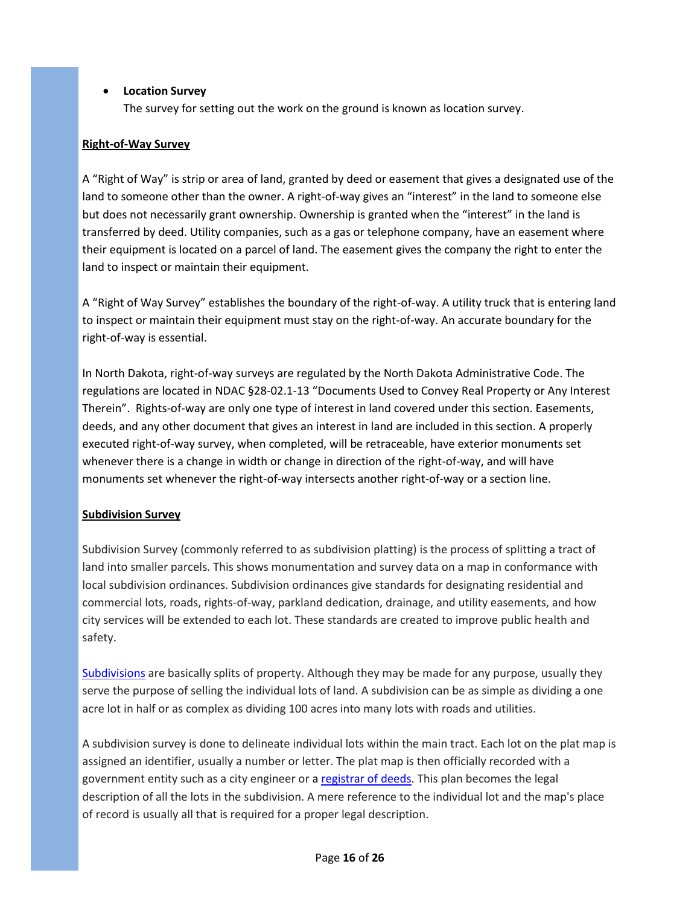- **Location Survey**
  The survey for setting out the work on the ground is known as location survey.

**Right-of-Way Survey**

A "Right of Way" is strip or area of land, granted by deed or easement that gives a designated use of the land to someone other than the owner. A right-of-way gives an "interest" in the land to someone else but does not necessarily grant ownership. Ownership is granted when the "interest" in the land is transferred by deed. Utility companies, such as a gas or telephone company, have an easement where their equipment is located on a parcel of land. The easement gives the company the right to enter the land to inspect or maintain their equipment.

A "Right of Way Survey" establishes the boundary of the right-of-way. A utility truck that is entering land to inspect or maintain their equipment must stay on the right-of-way. An accurate boundary for the right-of-way is essential.

In North Dakota, right-of-way surveys are regulated by the North Dakota Administrative Code. The regulations are located in NDAC §28-02.1-13 "Documents Used to Convey Real Property or Any Interest Therein". Rights-of-way are only one type of interest in land covered under this section. Easements, deeds, and any other document that gives an interest in land are included in this section. A properly executed right-of-way survey, when completed, will be retraceable, have exterior monuments set whenever there is a change in width or change in direction of the right-of-way, and will have monuments set whenever the right-of-way intersects another right-of-way or a section line.

**Subdivision Survey**

Subdivision Survey (commonly referred to as subdivision platting) is the process of splitting a tract of land into smaller parcels. This shows monumentation and survey data on a map in conformance with local subdivision ordinances. Subdivision ordinances give standards for designating residential and commercial lots, roads, rights-of-way, parkland dedication, drainage, and utility easements, and how city services will be extended to each lot. These standards are created to improve public health and safety.

Subdivisions are basically splits of property. Although they may be made for any purpose, usually they serve the purpose of selling the individual lots of land. A subdivision can be as simple as dividing a one acre lot in half or as complex as dividing 100 acres into many lots with roads and utilities.

A subdivision survey is done to delineate individual lots within the main tract. Each lot on the plat map is assigned an identifier, usually a number or letter. The plat map is then officially recorded with a government entity such as a city engineer or a registrar of deeds. This plan becomes the legal description of all the lots in the subdivision. A mere reference to the individual lot and the map's place of record is usually all that is required for a proper legal description.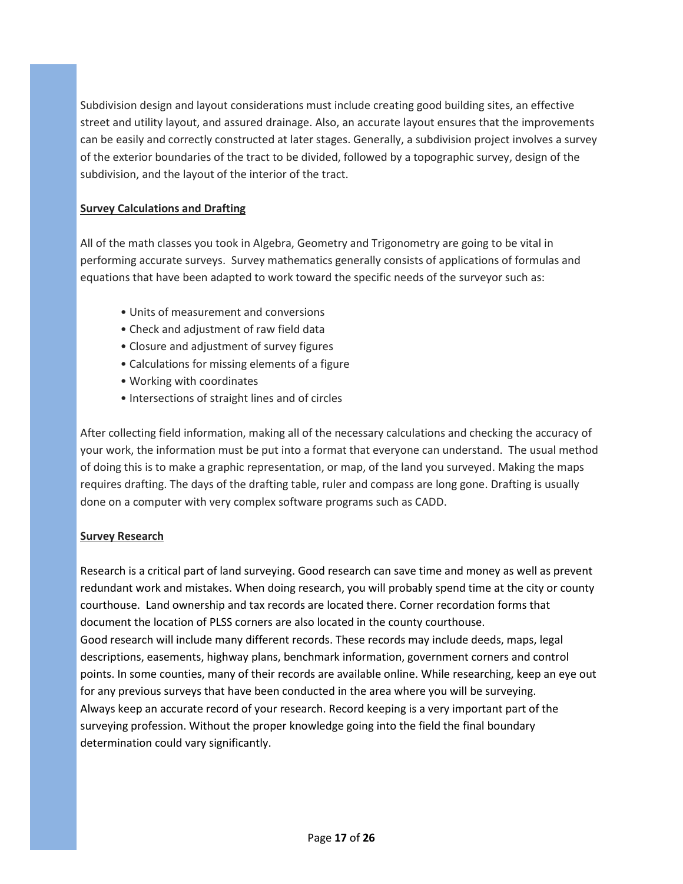Subdivision design and layout considerations must include creating good building sites, an effective street and utility layout, and assured drainage. Also, an accurate layout ensures that the improvements can be easily and correctly constructed at later stages. Generally, a subdivision project involves a survey of the exterior boundaries of the tract to be divided, followed by a topographic survey, design of the subdivision, and the layout of the interior of the tract.

**Survey Calculations and Drafting**

All of the math classes you took in Algebra, Geometry and Trigonometry are going to be vital in performing accurate surveys. Survey mathematics generally consists of applications of formulas and equations that have been adapted to work toward the specific needs of the surveyor such as:

- Units of measurement and conversions
- Check and adjustment of raw field data
- Closure and adjustment of survey figures
- Calculations for missing elements of a figure
- Working with coordinates
- Intersections of straight lines and of circles

After collecting field information, making all of the necessary calculations and checking the accuracy of your work, the information must be put into a format that everyone can understand. The usual method of doing this is to make a graphic representation, or map, of the land you surveyed. Making the maps requires drafting. The days of the drafting table, ruler and compass are long gone. Drafting is usually done on a computer with very complex software programs such as CADD.

**Survey Research**

Research is a critical part of land surveying. Good research can save time and money as well as prevent redundant work and mistakes. When doing research, you will probably spend time at the city or county courthouse. Land ownership and tax records are located there. Corner recordation forms that document the location of PLSS corners are also located in the county courthouse.

Good research will include many different records. These records may include deeds, maps, legal descriptions, easements, highway plans, benchmark information, government corners and control points. In some counties, many of their records are available online. While researching, keep an eye out for any previous surveys that have been conducted in the area where you will be surveying.

Always keep an accurate record of your research. Record keeping is a very important part of the surveying profession. Without the proper knowledge going into the field the final boundary determination could vary significantly.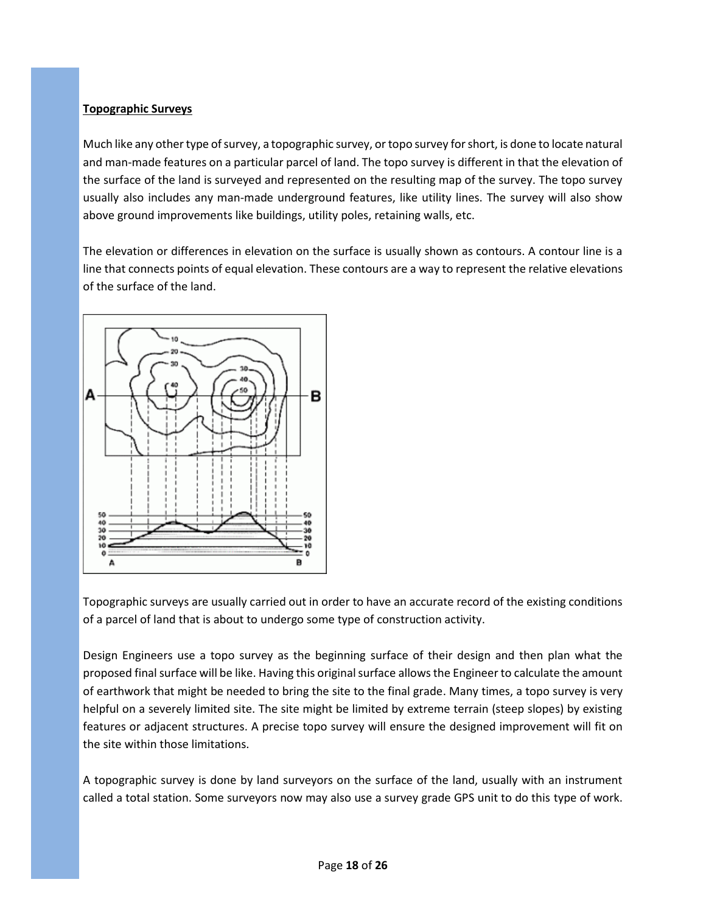**Topographic Surveys**

Much like any other type of survey, a topographic survey, or topo survey for short, is done to locate natural and man-made features on a particular parcel of land. The topo survey is different in that the elevation of the surface of the land is surveyed and represented on the resulting map of the survey. The topo survey usually also includes any man-made underground features, like utility lines. The survey will also show above ground improvements like buildings, utility poles, retaining walls, etc.

The elevation or differences in elevation on the surface is usually shown as contours. A contour line is a line that connects points of equal elevation. These contours are a way to represent the relative elevations of the surface of the land.

Topographic surveys are usually carried out in order to have an accurate record of the existing conditions of a parcel of land that is about to undergo some type of construction activity.

Design Engineers use a topo survey as the beginning surface of their design and then plan what the proposed final surface will be like. Having this original surface allows the Engineer to calculate the amount of earthwork that might be needed to bring the site to the final grade. Many times, a topo survey is very helpful on a severely limited site. The site might be limited by extreme terrain (steep slopes) by existing features or adjacent structures. A precise topo survey will ensure the designed improvement will fit on the site within those limitations.

A topographic survey is done by land surveyors on the surface of the land, usually with an instrument called a total station. Some surveyors now may also use a survey grade GPS unit to do this type of work.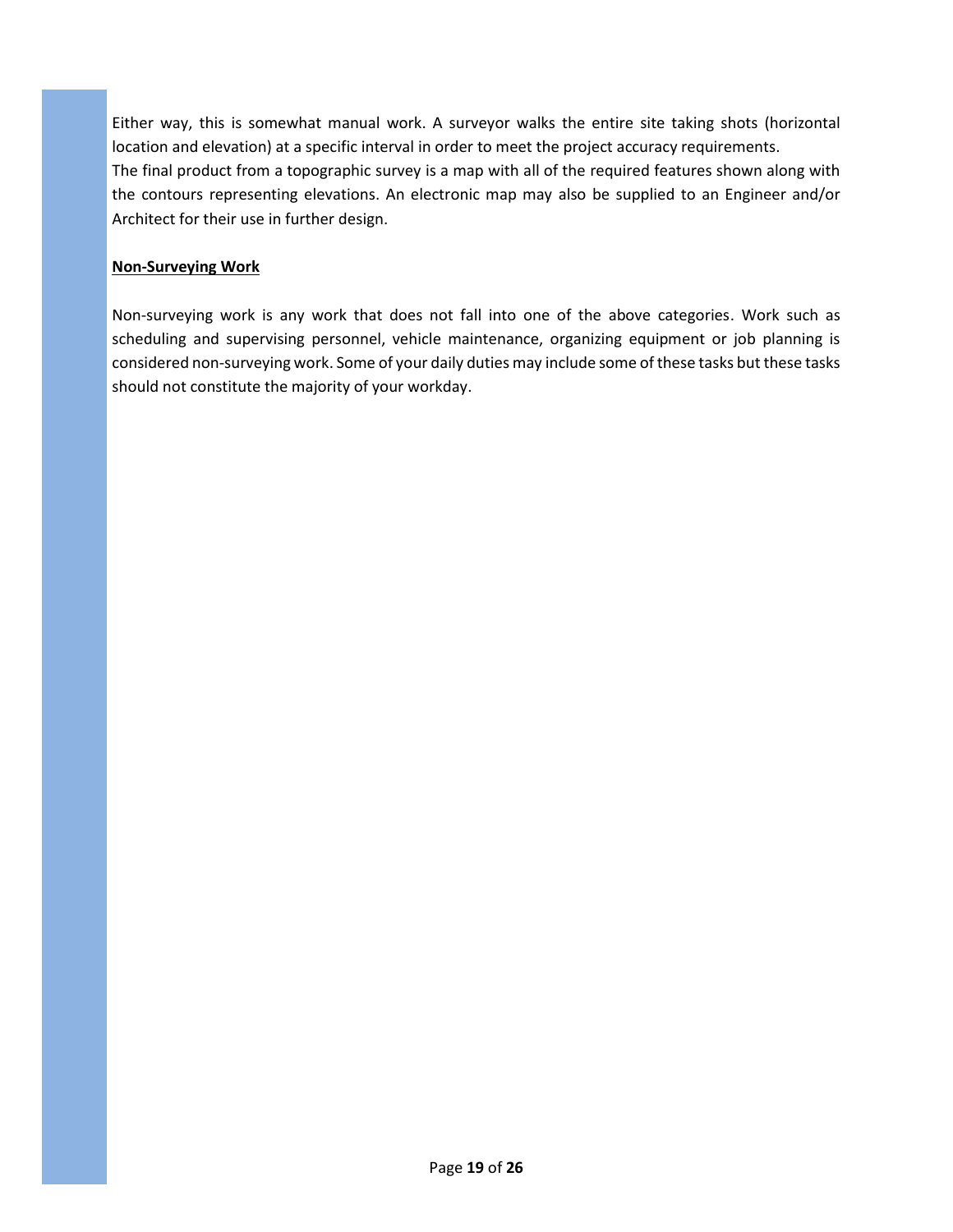Either way, this is somewhat manual work. A surveyor walks the entire site taking shots (horizontal location and elevation) at a specific interval in order to meet the project accuracy requirements.
The final product from a topographic survey is a map with all of the required features shown along with the contours representing elevations. An electronic map may also be supplied to an Engineer and/or Architect for their use in further design.

**Non-Surveying Work**

Non-surveying work is any work that does not fall into one of the above categories. Work such as scheduling and supervising personnel, vehicle maintenance, organizing equipment or job planning is considered non-surveying work. Some of your daily duties may include some of these tasks but these tasks should not constitute the majority of your workday.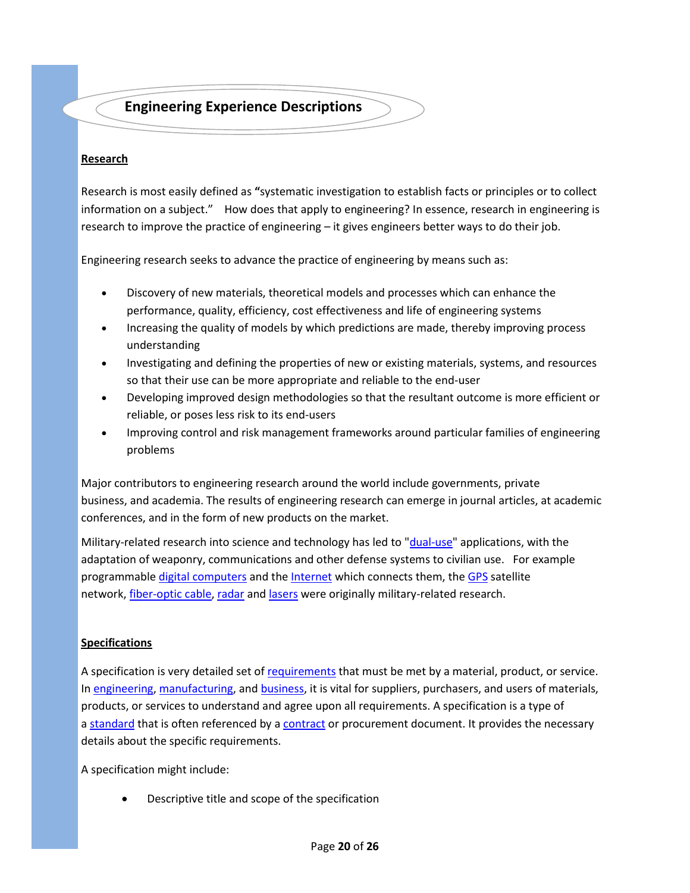# Engineering Experience Descriptions

## Research

Research is most easily defined as **"**systematic investigation to establish facts or principles or to collect information on a subject." How does that apply to engineering? In essence, research in engineering is research to improve the practice of engineering – it gives engineers better ways to do their job.

Engineering research seeks to advance the practice of engineering by means such as:

- Discovery of new materials, theoretical models and processes which can enhance the performance, quality, efficiency, cost effectiveness and life of engineering systems
- Increasing the quality of models by which predictions are made, thereby improving process understanding
- Investigating and defining the properties of new or existing materials, systems, and resources so that their use can be more appropriate and reliable to the end-user
- Developing improved design methodologies so that the resultant outcome is more efficient or reliable, or poses less risk to its end-users
- Improving control and risk management frameworks around particular families of engineering problems

Major contributors to engineering research around the world include governments, private business, and academia. The results of engineering research can emerge in journal articles, at academic conferences, and in the form of new products on the market.

Military-related research into science and technology has led to "dual-use" applications, with the adaptation of weaponry, communications and other defense systems to civilian use. For example programmable digital computers and the Internet which connects them, the GPS satellite network, fiber-optic cable, radar and lasers were originally military-related research.

## Specifications

A specification is very detailed set of requirements that must be met by a material, product, or service. In engineering, manufacturing, and business, it is vital for suppliers, purchasers, and users of materials, products, or services to understand and agree upon all requirements. A specification is a type of a standard that is often referenced by a contract or procurement document. It provides the necessary details about the specific requirements.

A specification might include:

- Descriptive title and scope of the specification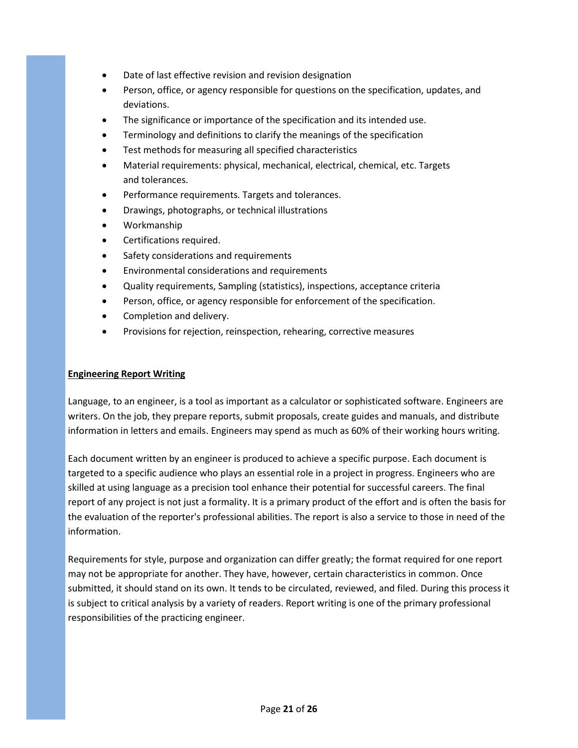- Date of last effective revision and revision designation
- Person, office, or agency responsible for questions on the specification, updates, and deviations.
- The significance or importance of the specification and its intended use.
- Terminology and definitions to clarify the meanings of the specification
- Test methods for measuring all specified characteristics
- Material requirements: physical, mechanical, electrical, chemical, etc. Targets and tolerances.
- Performance requirements. Targets and tolerances.
- Drawings, photographs, or technical illustrations
- Workmanship
- Certifications required.
- Safety considerations and requirements
- Environmental considerations and requirements
- Quality requirements, Sampling (statistics), inspections, acceptance criteria
- Person, office, or agency responsible for enforcement of the specification.
- Completion and delivery.
- Provisions for rejection, reinspection, rehearing, corrective measures

## Engineering Report Writing

Language, to an engineer, is a tool as important as a calculator or sophisticated software. Engineers are writers. On the job, they prepare reports, submit proposals, create guides and manuals, and distribute information in letters and emails. Engineers may spend as much as 60% of their working hours writing.

Each document written by an engineer is produced to achieve a specific purpose. Each document is targeted to a specific audience who plays an essential role in a project in progress. Engineers who are skilled at using language as a precision tool enhance their potential for successful careers. The final report of any project is not just a formality. It is a primary product of the effort and is often the basis for the evaluation of the reporter's professional abilities. The report is also a service to those in need of the information.

Requirements for style, purpose and organization can differ greatly; the format required for one report may not be appropriate for another. They have, however, certain characteristics in common. Once submitted, it should stand on its own. It tends to be circulated, reviewed, and filed. During this process it is subject to critical analysis by a variety of readers. Report writing is one of the primary professional responsibilities of the practicing engineer.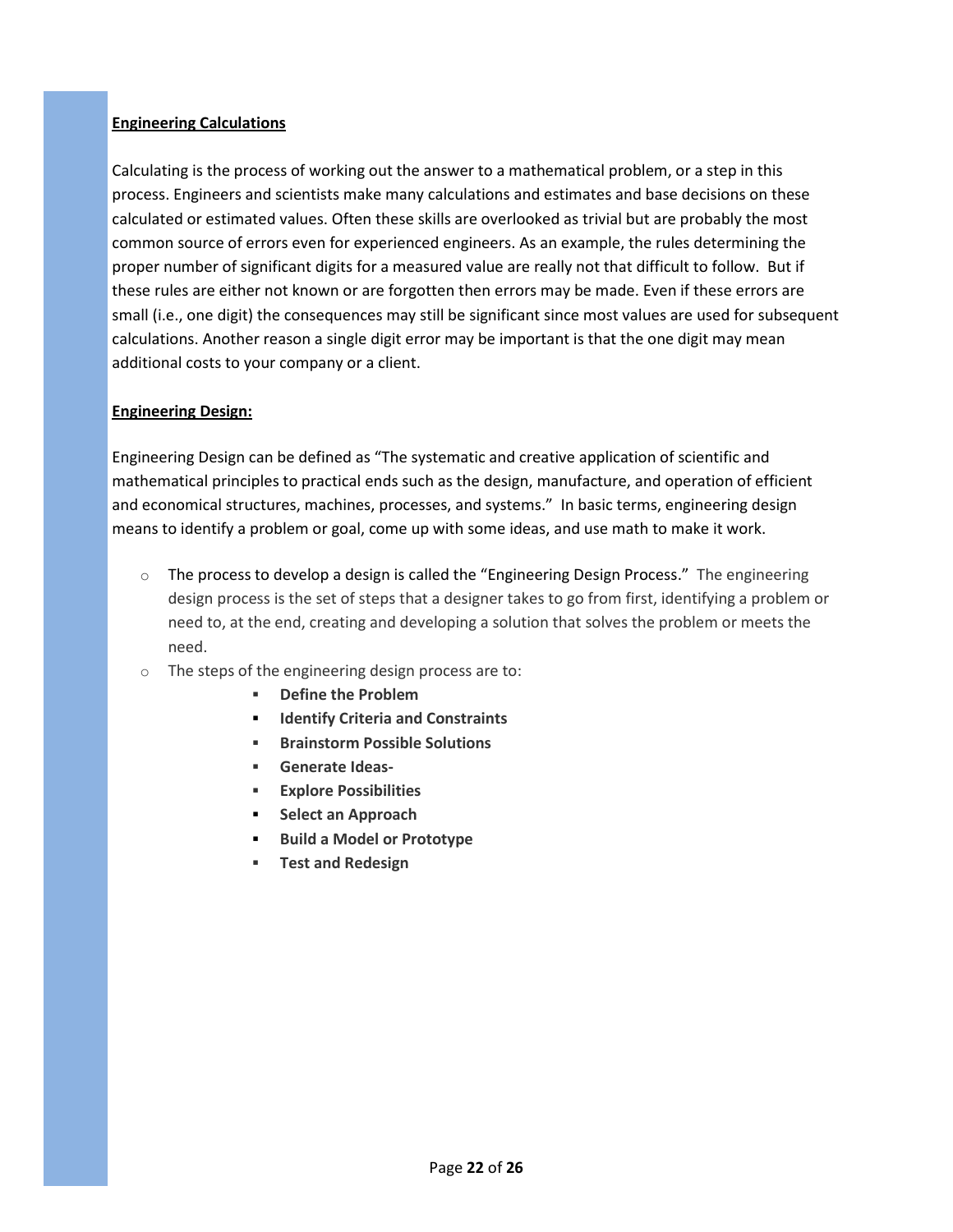**Engineering Calculations**

Calculating is the process of working out the answer to a mathematical problem, or a step in this process. Engineers and scientists make many calculations and estimates and base decisions on these calculated or estimated values. Often these skills are overlooked as trivial but are probably the most common source of errors even for experienced engineers. As an example, the rules determining the proper number of significant digits for a measured value are really not that difficult to follow. But if these rules are either not known or are forgotten then errors may be made. Even if these errors are small (i.e., one digit) the consequences may still be significant since most values are used for subsequent calculations. Another reason a single digit error may be important is that the one digit may mean additional costs to your company or a client.

**Engineering Design:**

Engineering Design can be defined as "The systematic and creative application of scientific and mathematical principles to practical ends such as the design, manufacture, and operation of efficient and economical structures, machines, processes, and systems." In basic terms, engineering design means to identify a problem or goal, come up with some ideas, and use math to make it work.

- The process to develop a design is called the "Engineering Design Process." The engineering design process is the set of steps that a designer takes to go from first, identifying a problem or need to, at the end, creating and developing a solution that solves the problem or meets the need.
- The steps of the engineering design process are to:
  - **Define the Problem**
  - **Identify Criteria and Constraints**
  - **Brainstorm Possible Solutions**
  - **Generate Ideas-**
  - **Explore Possibilities**
  - **Select an Approach**
  - **Build a Model or Prototype**
  - **Test and Redesign**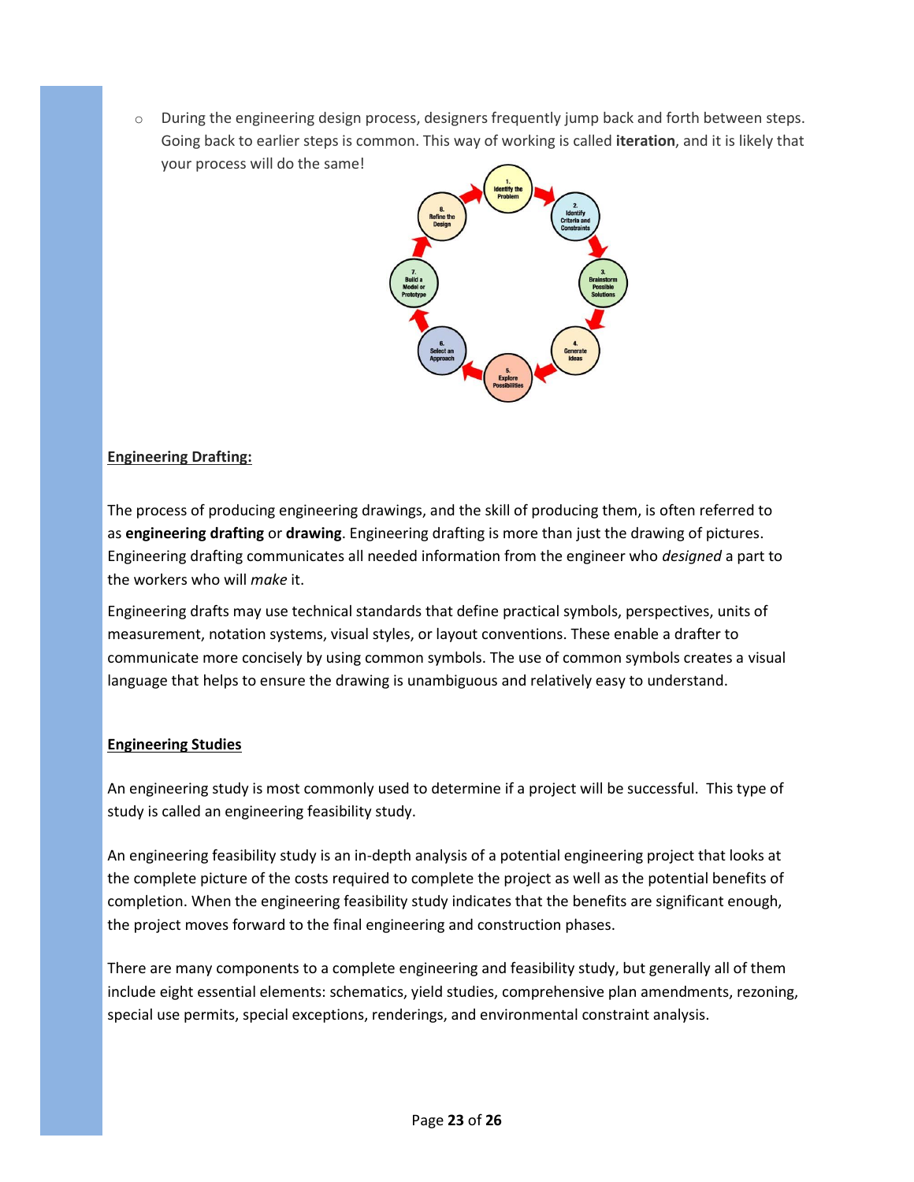- During the engineering design process, designers frequently jump back and forth between steps. Going back to earlier steps is common. This way of working is called **iteration**, and it is likely that your process will do the same!

**Engineering Drafting:**

The process of producing engineering drawings, and the skill of producing them, is often referred to as **engineering drafting** or **drawing**. Engineering drafting is more than just the drawing of pictures. Engineering drafting communicates all needed information from the engineer who *designed* a part to the workers who will *make* it.

Engineering drafts may use technical standards that define practical symbols, perspectives, units of measurement, notation systems, visual styles, or layout conventions. These enable a drafter to communicate more concisely by using common symbols. The use of common symbols creates a visual language that helps to ensure the drawing is unambiguous and relatively easy to understand.

**Engineering Studies**

An engineering study is most commonly used to determine if a project will be successful. This type of study is called an engineering feasibility study.

An engineering feasibility study is an in-depth analysis of a potential engineering project that looks at the complete picture of the costs required to complete the project as well as the potential benefits of completion. When the engineering feasibility study indicates that the benefits are significant enough, the project moves forward to the final engineering and construction phases.

There are many components to a complete engineering and feasibility study, but generally all of them include eight essential elements: schematics, yield studies, comprehensive plan amendments, rezoning, special use permits, special exceptions, renderings, and environmental constraint analysis.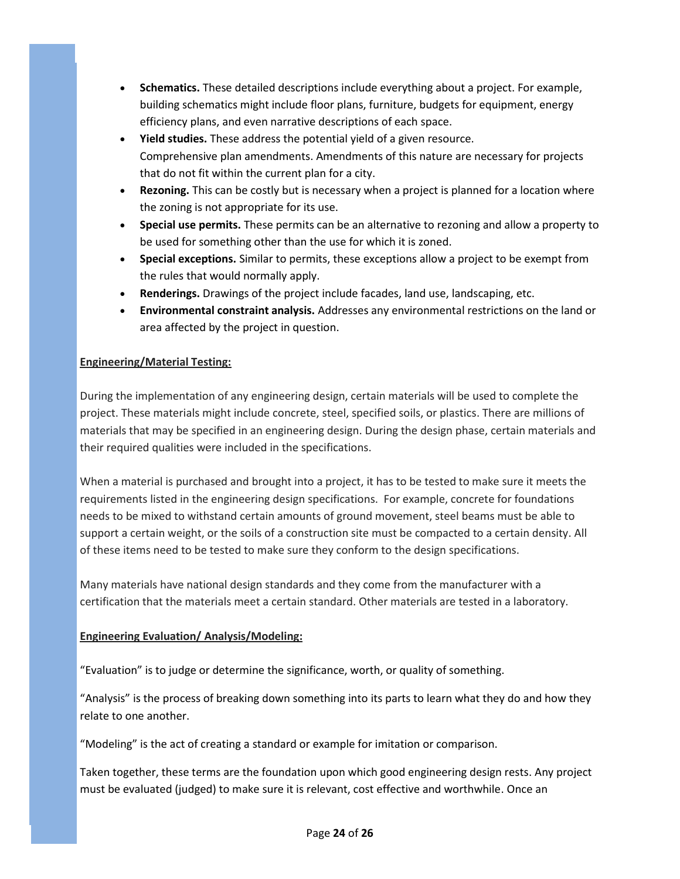- **Schematics.** These detailed descriptions include everything about a project. For example, building schematics might include floor plans, furniture, budgets for equipment, energy efficiency plans, and even narrative descriptions of each space.
- **Yield studies.** These address the potential yield of a given resource. Comprehensive plan amendments. Amendments of this nature are necessary for projects that do not fit within the current plan for a city.
- **Rezoning.** This can be costly but is necessary when a project is planned for a location where the zoning is not appropriate for its use.
- **Special use permits.** These permits can be an alternative to rezoning and allow a property to be used for something other than the use for which it is zoned.
- **Special exceptions.** Similar to permits, these exceptions allow a project to be exempt from the rules that would normally apply.
- **Renderings.** Drawings of the project include facades, land use, landscaping, etc.
- **Environmental constraint analysis.** Addresses any environmental restrictions on the land or area affected by the project in question.

**Engineering/Material Testing:**

During the implementation of any engineering design, certain materials will be used to complete the project. These materials might include concrete, steel, specified soils, or plastics. There are millions of materials that may be specified in an engineering design. During the design phase, certain materials and their required qualities were included in the specifications.

When a material is purchased and brought into a project, it has to be tested to make sure it meets the requirements listed in the engineering design specifications. For example, concrete for foundations needs to be mixed to withstand certain amounts of ground movement, steel beams must be able to support a certain weight, or the soils of a construction site must be compacted to a certain density. All of these items need to be tested to make sure they conform to the design specifications.

Many materials have national design standards and they come from the manufacturer with a certification that the materials meet a certain standard. Other materials are tested in a laboratory.

**Engineering Evaluation/ Analysis/Modeling:**

"Evaluation" is to judge or determine the significance, worth, or quality of something.

"Analysis" is the process of breaking down something into its parts to learn what they do and how they relate to one another.

"Modeling" is the act of creating a standard or example for imitation or comparison.

Taken together, these terms are the foundation upon which good engineering design rests. Any project must be evaluated (judged) to make sure it is relevant, cost effective and worthwhile. Once an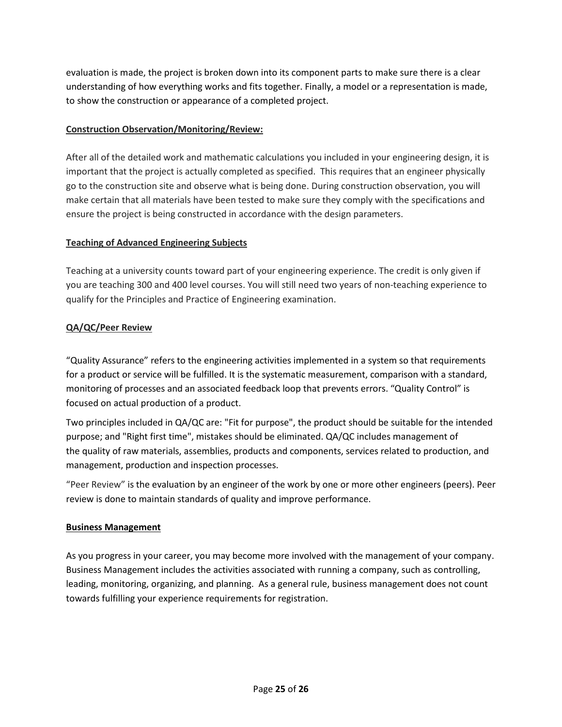evaluation is made, the project is broken down into its component parts to make sure there is a clear understanding of how everything works and fits together. Finally, a model or a representation is made, to show the construction or appearance of a completed project.

**Construction Observation/Monitoring/Review:**

After all of the detailed work and mathematic calculations you included in your engineering design, it is important that the project is actually completed as specified. This requires that an engineer physically go to the construction site and observe what is being done. During construction observation, you will make certain that all materials have been tested to make sure they comply with the specifications and ensure the project is being constructed in accordance with the design parameters.

**Teaching of Advanced Engineering Subjects**

Teaching at a university counts toward part of your engineering experience. The credit is only given if you are teaching 300 and 400 level courses. You will still need two years of non-teaching experience to qualify for the Principles and Practice of Engineering examination.

**QA/QC/Peer Review**

"Quality Assurance" refers to the engineering activities implemented in a system so that requirements for a product or service will be fulfilled. It is the systematic measurement, comparison with a standard, monitoring of processes and an associated feedback loop that prevents errors. "Quality Control" is focused on actual production of a product.

Two principles included in QA/QC are: "Fit for purpose", the product should be suitable for the intended purpose; and "Right first time", mistakes should be eliminated. QA/QC includes management of the quality of raw materials, assemblies, products and components, services related to production, and management, production and inspection processes.

"Peer Review" is the evaluation by an engineer of the work by one or more other engineers (peers). Peer review is done to maintain standards of quality and improve performance.

**Business Management**

As you progress in your career, you may become more involved with the management of your company. Business Management includes the activities associated with running a company, such as controlling, leading, monitoring, organizing, and planning. As a general rule, business management does not count towards fulfilling your experience requirements for registration.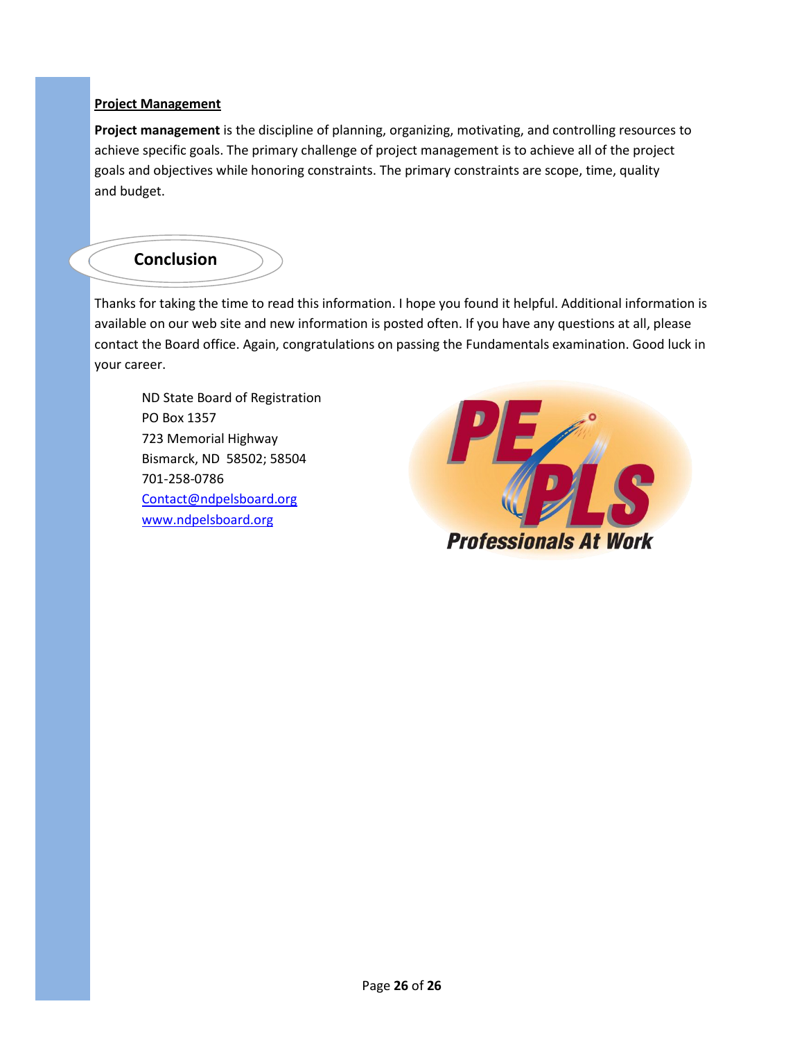**Project Management**

**Project management** is the discipline of planning, organizing, motivating, and controlling resources to achieve specific goals. The primary challenge of project management is to achieve all of the project goals and objectives while honoring constraints. The primary constraints are scope, time, quality and budget.

## Conclusion

Thanks for taking the time to read this information. I hope you found it helpful. Additional information is available on our web site and new information is posted often. If you have any questions at all, please contact the Board office. Again, congratulations on passing the Fundamentals examination. Good luck in your career.

ND State Board of Registration
PO Box 1357
723 Memorial Highway
Bismarck, ND  58502; 58504
701-258-0786
Contact@ndpelsboard.org
www.ndpelsboard.org

PE PLS
Professionals At Work